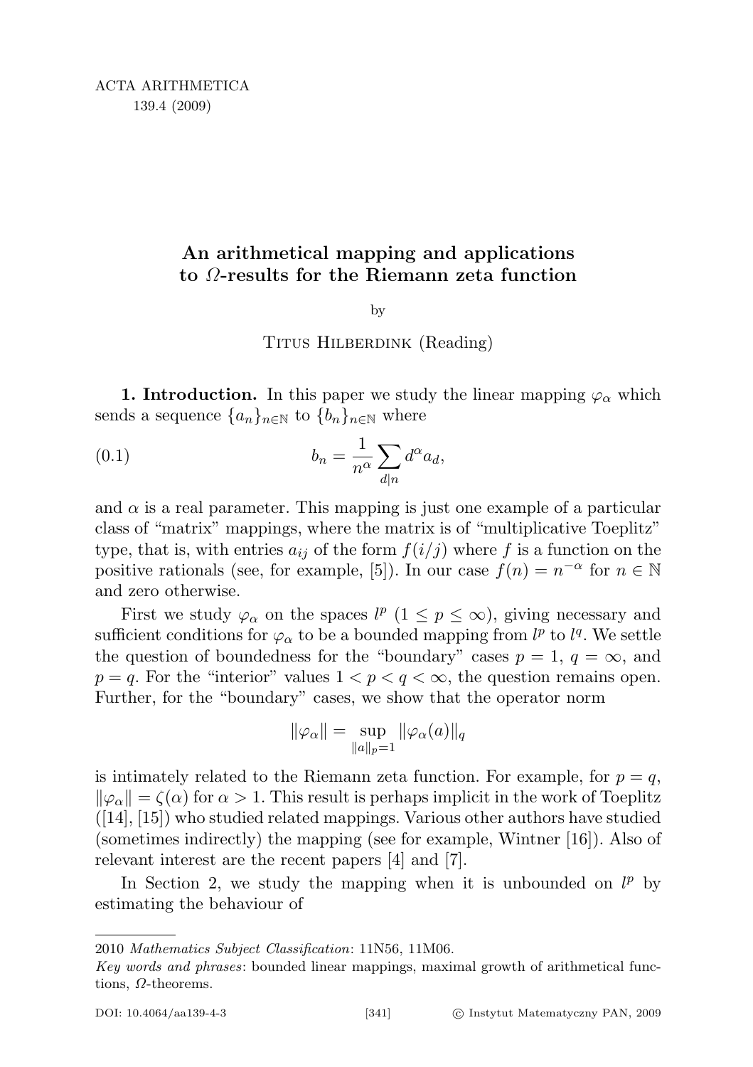# An arithmetical mapping and applications to $\Omega$-results for the Riemann zeta function

by

Titus Hilberdink (Reading)

**1. Introduction.** In this paper we study the linear mapping $\varphi_\alpha$ which sends a sequence $\{a_n\}_{n\in\mathbb{N}}$ to $\{b_n\}_{n\in\mathbb{N}}$ where

$$b_n = \frac{1}{n^\alpha}\sum_{d|n} d^\alpha a_d, \tag{0.1}$$

and $\alpha$ is a real parameter. This mapping is just one example of a particular class of "matrix" mappings, where the matrix is of "multiplicative Toeplitz" type, that is, with entries $a_{ij}$ of the form $f(i/j)$ where $f$ is a function on the positive rationals (see, for example, [5]). In our case $f(n) = n^{-\alpha}$ for $n \in \mathbb{N}$ and zero otherwise.

First we study $\varphi_\alpha$ on the spaces $l^p$ ($1 \le p \le \infty$), giving necessary and sufficient conditions for $\varphi_\alpha$ to be a bounded mapping from $l^p$ to $l^q$. We settle the question of boundedness for the "boundary" cases $p = 1$, $q = \infty$, and $p = q$. For the "interior" values $1 < p < q < \infty$, the question remains open. Further, for the "boundary" cases, we show that the operator norm

$$\|\varphi_\alpha\| = \sup_{\|a\|_p=1} \|\varphi_\alpha(a)\|_q$$

is intimately related to the Riemann zeta function. For example, for $p = q$, $\|\varphi_\alpha\| = \zeta(\alpha)$ for $\alpha > 1$. This result is perhaps implicit in the work of Toeplitz ([14], [15]) who studied related mappings. Various other authors have studied (sometimes indirectly) the mapping (see for example, Wintner [16]). Also of relevant interest are the recent papers [4] and [7].

In Section 2, we study the mapping when it is unbounded on $l^p$ by estimating the behaviour of

---

2010 *Mathematics Subject Classification*: 11N56, 11M06.

*Key words and phrases*: bounded linear mappings, maximal growth of arithmetical functions, $\Omega$-theorems.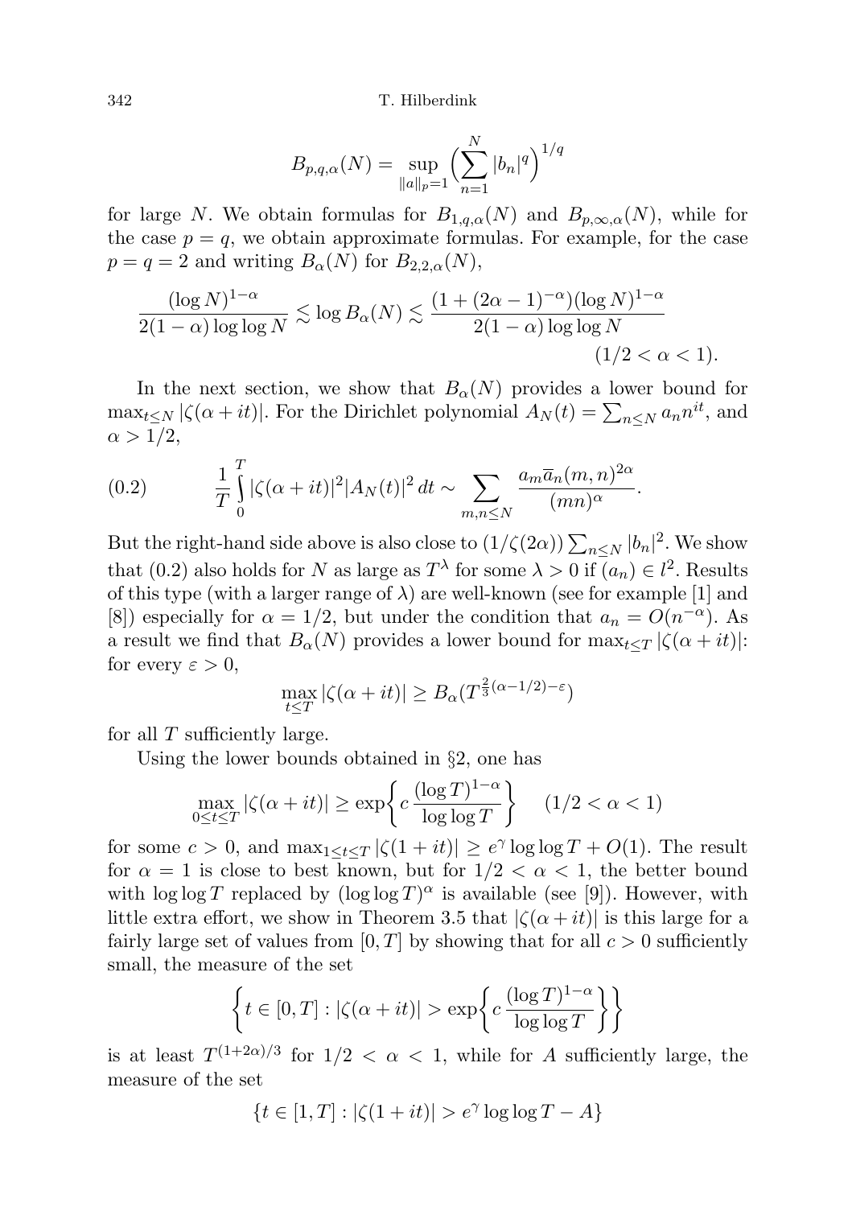$$B_{p,q,\alpha}(N) = \sup_{\|a\|_p=1} \Big( \sum_{n=1}^{N} |b_n|^q \Big)^{1/q}$$

for large $N$. We obtain formulas for $B_{1,q,\alpha}(N)$ and $B_{p,\infty,\alpha}(N)$, while for the case $p = q$, we obtain approximate formulas. For example, for the case $p = q = 2$ and writing $B_\alpha(N)$ for $B_{2,2,\alpha}(N)$,

$$\frac{(\log N)^{1-\alpha}}{2(1-\alpha)\log\log N} \lesssim \log B_\alpha(N) \lesssim \frac{(1+(2\alpha-1)^{-\alpha})(\log N)^{1-\alpha}}{2(1-\alpha)\log\log N} \qquad (1/2 < \alpha < 1).$$

In the next section, we show that $B_\alpha(N)$ provides a lower bound for $\max_{t\le N} |\zeta(\alpha+it)|$. For the Dirichlet polynomial $A_N(t) = \sum_{n\le N} a_n n^{it}$, and $\alpha > 1/2$,

$$\frac{1}{T}\int_0^T |\zeta(\alpha+it)|^2 |A_N(t)|^2\,dt \sim \sum_{m,n\le N} \frac{a_m \overline{a}_n (m,n)^{2\alpha}}{(mn)^\alpha}. \tag{0.2}$$

But the right-hand side above is also close to $(1/\zeta(2\alpha))\sum_{n\le N} |b_n|^2$. We show that (0.2) also holds for $N$ as large as $T^\lambda$ for some $\lambda > 0$ if $(a_n) \in l^2$. Results of this type (with a larger range of $\lambda$) are well-known (see for example [1] and [8]) especially for $\alpha = 1/2$, but under the condition that $a_n = O(n^{-\alpha})$. As a result we find that $B_\alpha(N)$ provides a lower bound for $\max_{t\le T} |\zeta(\alpha+it)|$: for every $\varepsilon > 0$,

$$\max_{t\le T} |\zeta(\alpha+it)| \ge B_\alpha(T^{\frac{2}{3}(\alpha-1/2)-\varepsilon})$$

for all $T$ sufficiently large.

Using the lower bounds obtained in §2, one has

$$\max_{0\le t\le T} |\zeta(\alpha+it)| \ge \exp\bigg\{ c\,\frac{(\log T)^{1-\alpha}}{\log\log T} \bigg\} \qquad (1/2 < \alpha < 1)$$

for some $c > 0$, and $\max_{1\le t\le T} |\zeta(1+it)| \ge e^\gamma \log\log T + O(1)$. The result for $\alpha = 1$ is close to best known, but for $1/2 < \alpha < 1$, the better bound with $\log\log T$ replaced by $(\log\log T)^\alpha$ is available (see [9]). However, with little extra effort, we show in Theorem 3.5 that $|\zeta(\alpha+it)|$ is this large for a fairly large set of values from $[0,T]$ by showing that for all $c > 0$ sufficiently small, the measure of the set

$$\bigg\{ t \in [0,T] : |\zeta(\alpha+it)| > \exp\bigg\{ c\,\frac{(\log T)^{1-\alpha}}{\log\log T} \bigg\} \bigg\}$$

is at least $T^{(1+2\alpha)/3}$ for $1/2 < \alpha < 1$, while for $A$ sufficiently large, the measure of the set

$$\{ t \in [1,T] : |\zeta(1+it)| > e^\gamma \log\log T - A \}$$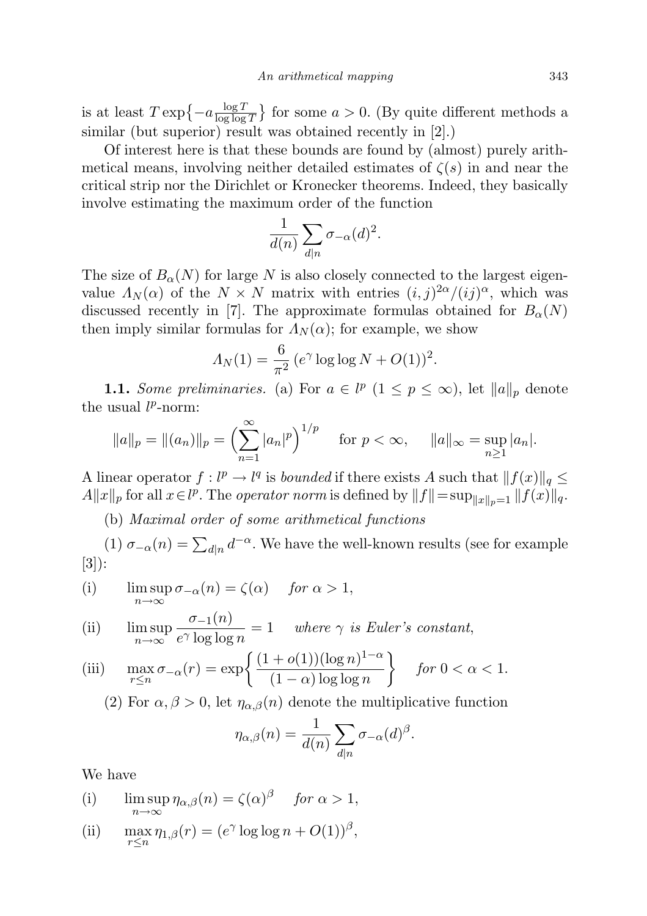is at least $T\exp\{-a\frac{\log T}{\log\log T}\}$ for some $a > 0$. (By quite different methods a similar (but superior) result was obtained recently in [2].)

Of interest here is that these bounds are found by (almost) purely arithmetical means, involving neither detailed estimates of $\zeta(s)$ in and near the critical strip nor the Dirichlet or Kronecker theorems. Indeed, they basically involve estimating the maximum order of the function

$$\frac{1}{d(n)}\sum_{d|n}\sigma_{-\alpha}(d)^2.$$

The size of $B_\alpha(N)$ for large $N$ is also closely connected to the largest eigenvalue $\Lambda_N(\alpha)$ of the $N\times N$ matrix with entries $(i,j)^{2\alpha}/(ij)^\alpha$, which was discussed recently in [7]. The approximate formulas obtained for $B_\alpha(N)$ then imply similar formulas for $\Lambda_N(\alpha)$; for example, we show

$$\Lambda_N(1) = \frac{6}{\pi^2}\,(e^\gamma\log\log N + O(1))^2.$$

**1.1.** *Some preliminaries.* (a) For $a\in l^p$ $(1\le p\le\infty)$, let $\|a\|_p$ denote the usual $l^p$-norm:

$$\|a\|_p = \|(a_n)\|_p = \Big(\sum_{n=1}^\infty |a_n|^p\Big)^{1/p}\quad\text{ for } p<\infty,\qquad \|a\|_\infty = \sup_{n\ge1}|a_n|.$$

A linear operator $f: l^p\to l^q$ is *bounded* if there exists $A$ such that $\|f(x)\|_q\le A\|x\|_p$ for all $x\in l^p$. The *operator norm* is defined by $\|f\| = \sup_{\|x\|_p=1}\|f(x)\|_q$.

(b) *Maximal order of some arithmetical functions*

(1) $\sigma_{-\alpha}(n) = \sum_{d|n} d^{-\alpha}$. We have the well-known results (see for example [3]):

(i) $\quad\displaystyle\limsup_{n\to\infty}\sigma_{-\alpha}(n) = \zeta(\alpha)\quad$ *for* $\alpha>1$,

(ii) $\quad\displaystyle\limsup_{n\to\infty}\frac{\sigma_{-1}(n)}{e^\gamma\log\log n} = 1\quad$ *where* $\gamma$ *is Euler's constant*,

(iii) $\quad\displaystyle\max_{r\le n}\sigma_{-\alpha}(r) = \exp\bigg\{\frac{(1+o(1))(\log n)^{1-\alpha}}{(1-\alpha)\log\log n}\bigg\}\quad$ *for* $0<\alpha<1$.

(2) For $\alpha,\beta>0$, let $\eta_{\alpha,\beta}(n)$ denote the multiplicative function

$$\eta_{\alpha,\beta}(n) = \frac{1}{d(n)}\sum_{d|n}\sigma_{-\alpha}(d)^\beta.$$

We have

(i) $\quad\displaystyle\limsup_{n\to\infty}\eta_{\alpha,\beta}(n) = \zeta(\alpha)^\beta\quad$ *for* $\alpha>1$,

(ii) $\quad\displaystyle\max_{r\le n}\eta_{1,\beta}(r) = (e^\gamma\log\log n + O(1))^\beta$,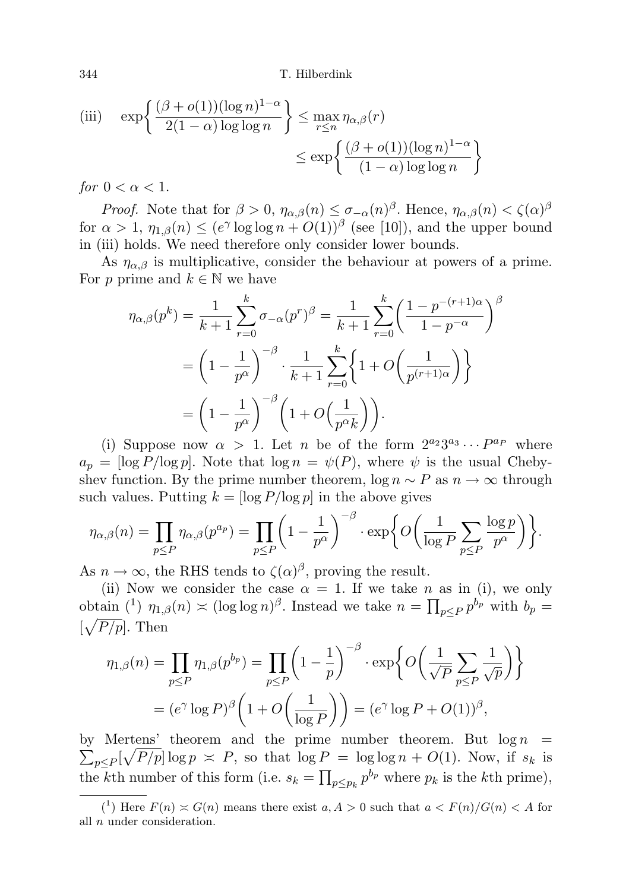(iii) $$\exp\left\{\frac{(\beta+o(1))(\log n)^{1-\alpha}}{2(1-\alpha)\log\log n}\right\} \le \max_{r\le n} \eta_{\alpha,\beta}(r) \le \exp\left\{\frac{(\beta+o(1))(\log n)^{1-\alpha}}{(1-\alpha)\log\log n}\right\}$$

*for* $0<\alpha<1$.

*Proof.* Note that for $\beta>0$, $\eta_{\alpha,\beta}(n)\le\sigma_{-\alpha}(n)^\beta$. Hence, $\eta_{\alpha,\beta}(n)<\zeta(\alpha)^\beta$ for $\alpha>1$, $\eta_{1,\beta}(n)\le(e^\gamma\log\log n+O(1))^\beta$ (see [10]), and the upper bound in (iii) holds. We need therefore only consider lower bounds.

As $\eta_{\alpha,\beta}$ is multiplicative, consider the behaviour at powers of a prime. For $p$ prime and $k\in\mathbb{N}$ we have

$$\begin{aligned}
\eta_{\alpha,\beta}(p^k) &= \frac{1}{k+1}\sum_{r=0}^{k}\sigma_{-\alpha}(p^r)^\beta = \frac{1}{k+1}\sum_{r=0}^{k}\left(\frac{1-p^{-(r+1)\alpha}}{1-p^{-\alpha}}\right)^\beta \\
&= \left(1-\frac{1}{p^\alpha}\right)^{-\beta}\cdot\frac{1}{k+1}\sum_{r=0}^{k}\left\{1+O\left(\frac{1}{p^{(r+1)\alpha}}\right)\right\} \\
&= \left(1-\frac{1}{p^\alpha}\right)^{-\beta}\left(1+O\Big(\frac{1}{p^\alpha k}\Big)\right).
\end{aligned}$$

(i) Suppose now $\alpha>1$. Let $n$ be of the form $2^{a_2}3^{a_3}\cdots P^{a_P}$ where $a_p=[\log P/\log p]$. Note that $\log n=\psi(P)$, where $\psi$ is the usual Chebyshev function. By the prime number theorem, $\log n\sim P$ as $n\to\infty$ through such values. Putting $k=[\log P/\log p]$ in the above gives

$$\eta_{\alpha,\beta}(n)=\prod_{p\le P}\eta_{\alpha,\beta}(p^{a_p})=\prod_{p\le P}\left(1-\frac{1}{p^\alpha}\right)^{-\beta}\cdot\exp\left\{O\left(\frac{1}{\log P}\sum_{p\le P}\frac{\log p}{p^\alpha}\right)\right\}.$$

As $n\to\infty$, the RHS tends to $\zeta(\alpha)^\beta$, proving the result.

(ii) Now we consider the case $\alpha=1$. If we take $n$ as in (i), we only obtain [1] $\eta_{1,\beta}(n)\asymp(\log\log n)^\beta$. Instead we take $n=\prod_{p\le P}p^{b_p}$ with $b_p=[\sqrt{P/p}]$. Then

$$\begin{aligned}
\eta_{1,\beta}(n) &= \prod_{p\le P}\eta_{1,\beta}(p^{b_p})=\prod_{p\le P}\left(1-\frac{1}{p}\right)^{-\beta}\cdot\exp\left\{O\left(\frac{1}{\sqrt{P}}\sum_{p\le P}\frac{1}{\sqrt{p}}\right)\right\} \\
&= (e^\gamma\log P)^\beta\left(1+O\left(\frac{1}{\log P}\right)\right)=(e^\gamma\log P+O(1))^\beta,
\end{aligned}$$

by Mertens' theorem and the prime number theorem. But $\log n=\sum_{p\le P}[\sqrt{P/p}]\log p\asymp P$, so that $\log P=\log\log n+O(1)$. Now, if $s_k$ is the $k$th number of this form (i.e. $s_k=\prod_{p\le p_k}p^{b_p}$ where $p_k$ is the $k$th prime),

---

[1] Here $F(n)\asymp G(n)$ means there exist $a,A>0$ such that $a<F(n)/G(n)<A$ for all $n$ under consideration.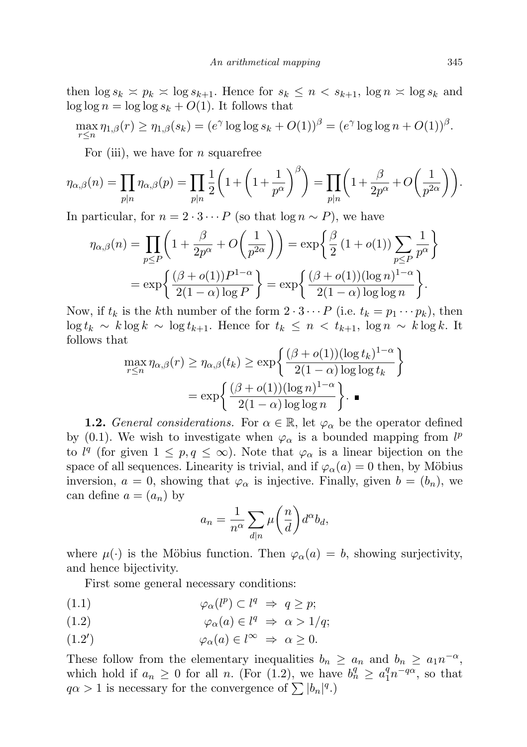then $\log s_k \asymp p_k \asymp \log s_{k+1}$. Hence for $s_k \le n < s_{k+1}$, $\log n \asymp \log s_k$ and $\log\log n = \log\log s_k + O(1)$. It follows that

$$\max_{r\le n} \eta_{1,\beta}(r) \ge \eta_{1,\beta}(s_k) = (e^\gamma \log\log s_k + O(1))^\beta = (e^\gamma \log\log n + O(1))^\beta.$$

For (iii), we have for $n$ squarefree

$$\eta_{\alpha,\beta}(n) = \prod_{p\mid n} \eta_{\alpha,\beta}(p) = \prod_{p\mid n} \frac{1}{2}\biggl(1 + \biggl(1 + \frac{1}{p^\alpha}\biggr)^\beta\biggr) = \prod_{p\mid n}\biggl(1 + \frac{\beta}{2p^\alpha} + O\biggl(\frac{1}{p^{2\alpha}}\biggr)\biggr).$$

In particular, for $n = 2\cdot 3\cdots P$ (so that $\log n \sim P$), we have

$$\begin{aligned}\eta_{\alpha,\beta}(n) &= \prod_{p\le P}\biggl(1 + \frac{\beta}{2p^\alpha} + O\biggl(\frac{1}{p^{2\alpha}}\biggr)\biggr) = \exp\biggl\{\frac{\beta}{2}\,(1+o(1))\sum_{p\le P}\frac{1}{p^\alpha}\biggr\}\\ &= \exp\biggl\{\frac{(\beta+o(1))P^{1-\alpha}}{2(1-\alpha)\log P}\biggr\} = \exp\biggl\{\frac{(\beta+o(1))(\log n)^{1-\alpha}}{2(1-\alpha)\log\log n}\biggr\}.\end{aligned}$$

Now, if $t_k$ is the $k$th number of the form $2\cdot 3\cdots P$ (i.e. $t_k = p_1\cdots p_k$), then $\log t_k \sim k\log k \sim \log t_{k+1}$. Hence for $t_k \le n < t_{k+1}$, $\log n \sim k\log k$. It follows that

$$\begin{aligned}\max_{r\le n}\eta_{\alpha,\beta}(r) \ge \eta_{\alpha,\beta}(t_k) &\ge \exp\biggl\{\frac{(\beta+o(1))(\log t_k)^{1-\alpha}}{2(1-\alpha)\log\log t_k}\biggr\}\\ &= \exp\biggl\{\frac{(\beta+o(1))(\log n)^{1-\alpha}}{2(1-\alpha)\log\log n}\biggr\}. \ \blacksquare\end{aligned}$$

**1.2.** *General considerations.* For $\alpha \in \mathbb{R}$, let $\varphi_\alpha$ be the operator defined by (0.1). We wish to investigate when $\varphi_\alpha$ is a bounded mapping from $l^p$ to $l^q$ (for given $1 \le p, q \le \infty$). Note that $\varphi_\alpha$ is a linear bijection on the space of all sequences. Linearity is trivial, and if $\varphi_\alpha(a) = 0$ then, by Möbius inversion, $a = 0$, showing that $\varphi_\alpha$ is injective. Finally, given $b = (b_n)$, we can define $a = (a_n)$ by

$$a_n = \frac{1}{n^\alpha}\sum_{d\mid n}\mu\biggl(\frac{n}{d}\biggr)d^\alpha b_d,$$

where $\mu(\cdot)$ is the Möbius function. Then $\varphi_\alpha(a) = b$, showing surjectivity, and hence bijectivity.

First some general necessary conditions:

$$\varphi_\alpha(l^p) \subset l^q \ \Rightarrow\ q \ge p; \tag{1.1}$$

$$\varphi_\alpha(a) \in l^q \ \Rightarrow\ \alpha > 1/q; \tag{1.2}$$

$$\varphi_\alpha(a) \in l^\infty \ \Rightarrow\ \alpha \ge 0. \tag{1.2$'$}$$

These follow from the elementary inequalities $b_n \ge a_n$ and $b_n \ge a_1 n^{-\alpha}$, which hold if $a_n \ge 0$ for all $n$. (For (1.2), we have $b_n^q \ge a_1^q n^{-q\alpha}$, so that $q\alpha > 1$ is necessary for the convergence of $\sum |b_n|^q$.)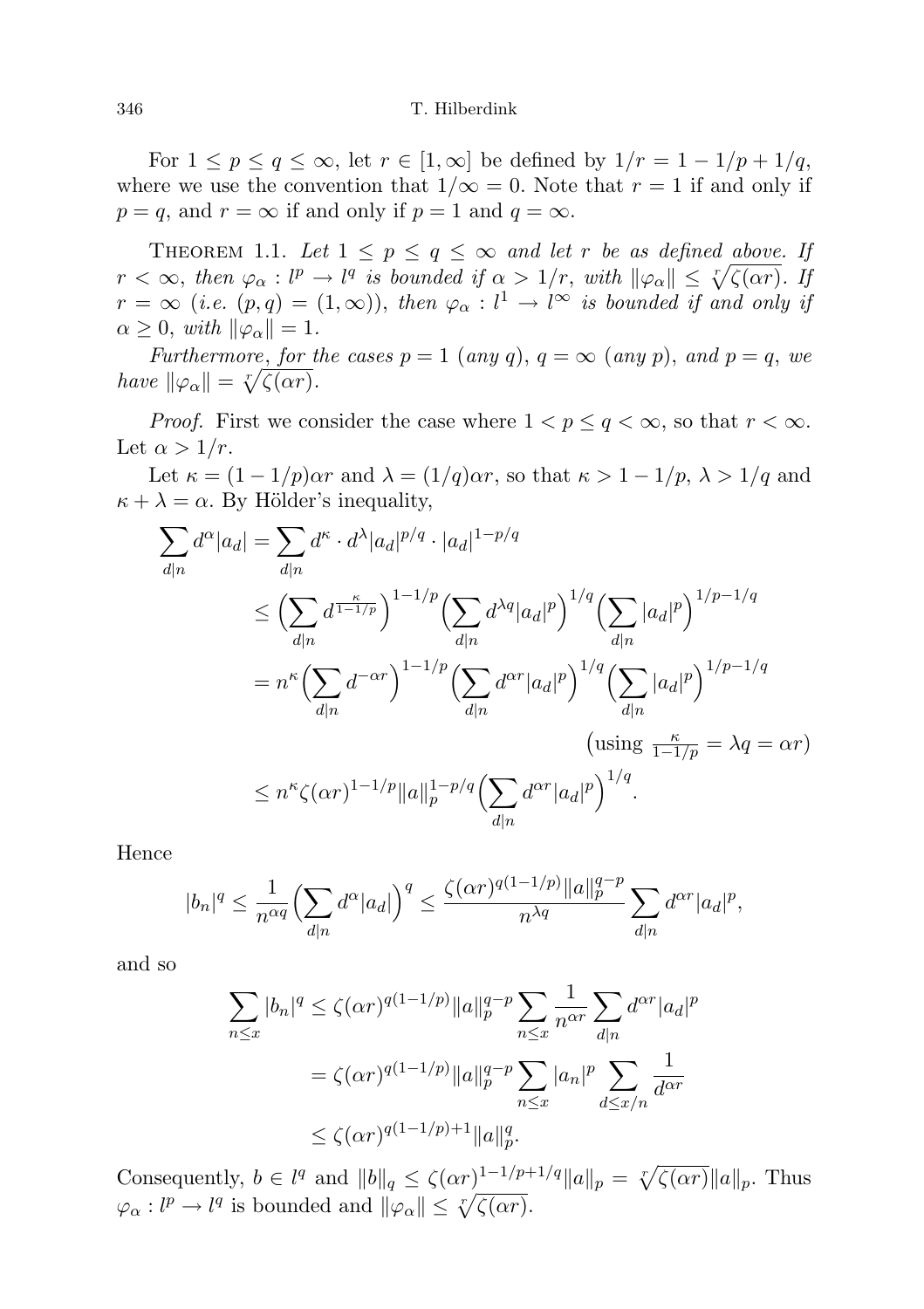For $1 \le p \le q \le \infty$, let $r \in [1, \infty]$ be defined by $1/r = 1 - 1/p + 1/q$, where we use the convention that $1/\infty = 0$. Note that $r = 1$ if and only if $p = q$, and $r = \infty$ if and only if $p = 1$ and $q = \infty$.

Theorem 1.1. *Let $1 \le p \le q \le \infty$ and let $r$ be as defined above. If $r < \infty$, then $\varphi_\alpha : l^p \to l^q$ is bounded if $\alpha > 1/r$, with $\|\varphi_\alpha\| \le \sqrt[r]{\zeta(\alpha r)}$. If $r = \infty$ (i.e. $(p, q) = (1, \infty)$), then $\varphi_\alpha : l^1 \to l^\infty$ is bounded if and only if $\alpha \ge 0$, with $\|\varphi_\alpha\| = 1$.*

*Furthermore, for the cases $p = 1$ (any $q$), $q = \infty$ (any $p$), and $p = q$, we have $\|\varphi_\alpha\| = \sqrt[r]{\zeta(\alpha r)}$.*

*Proof.* First we consider the case where $1 < p \le q < \infty$, so that $r < \infty$. Let $\alpha > 1/r$.

Let $\kappa = (1 - 1/p)\alpha r$ and $\lambda = (1/q)\alpha r$, so that $\kappa > 1 - 1/p$, $\lambda > 1/q$ and $\kappa + \lambda = \alpha$. By Hölder's inequality,

$$\begin{aligned}
\sum_{d|n} d^\alpha |a_d| &= \sum_{d|n} d^\kappa \cdot d^\lambda |a_d|^{p/q} \cdot |a_d|^{1-p/q} \\
&\le \Big(\sum_{d|n} d^{\frac{\kappa}{1-1/p}}\Big)^{1-1/p} \Big(\sum_{d|n} d^{\lambda q} |a_d|^p\Big)^{1/q} \Big(\sum_{d|n} |a_d|^p\Big)^{1/p-1/q} \\
&= n^\kappa \Big(\sum_{d|n} d^{-\alpha r}\Big)^{1-1/p} \Big(\sum_{d|n} d^{\alpha r} |a_d|^p\Big)^{1/q} \Big(\sum_{d|n} |a_d|^p\Big)^{1/p-1/q} \\
&\qquad\qquad \Big(\text{using } \tfrac{\kappa}{1-1/p} = \lambda q = \alpha r\Big) \\
&\le n^\kappa \zeta(\alpha r)^{1-1/p} \|a\|_p^{1-p/q} \Big(\sum_{d|n} d^{\alpha r} |a_d|^p\Big)^{1/q}.
\end{aligned}$$

Hence

$$|b_n|^q \le \frac{1}{n^{\alpha q}} \Big(\sum_{d|n} d^\alpha |a_d|\Big)^q \le \frac{\zeta(\alpha r)^{q(1-1/p)} \|a\|_p^{q-p}}{n^{\lambda q}} \sum_{d|n} d^{\alpha r} |a_d|^p,$$

and so

$$\begin{aligned}
\sum_{n \le x} |b_n|^q &\le \zeta(\alpha r)^{q(1-1/p)} \|a\|_p^{q-p} \sum_{n \le x} \frac{1}{n^{\alpha r}} \sum_{d|n} d^{\alpha r} |a_d|^p \\
&= \zeta(\alpha r)^{q(1-1/p)} \|a\|_p^{q-p} \sum_{n \le x} |a_n|^p \sum_{d \le x/n} \frac{1}{d^{\alpha r}} \\
&\le \zeta(\alpha r)^{q(1-1/p)+1} \|a\|_p^q.
\end{aligned}$$

Consequently, $b \in l^q$ and $\|b\|_q \le \zeta(\alpha r)^{1-1/p+1/q} \|a\|_p = \sqrt[r]{\zeta(\alpha r)} \|a\|_p$. Thus $\varphi_\alpha : l^p \to l^q$ is bounded and $\|\varphi_\alpha\| \le \sqrt[r]{\zeta(\alpha r)}$.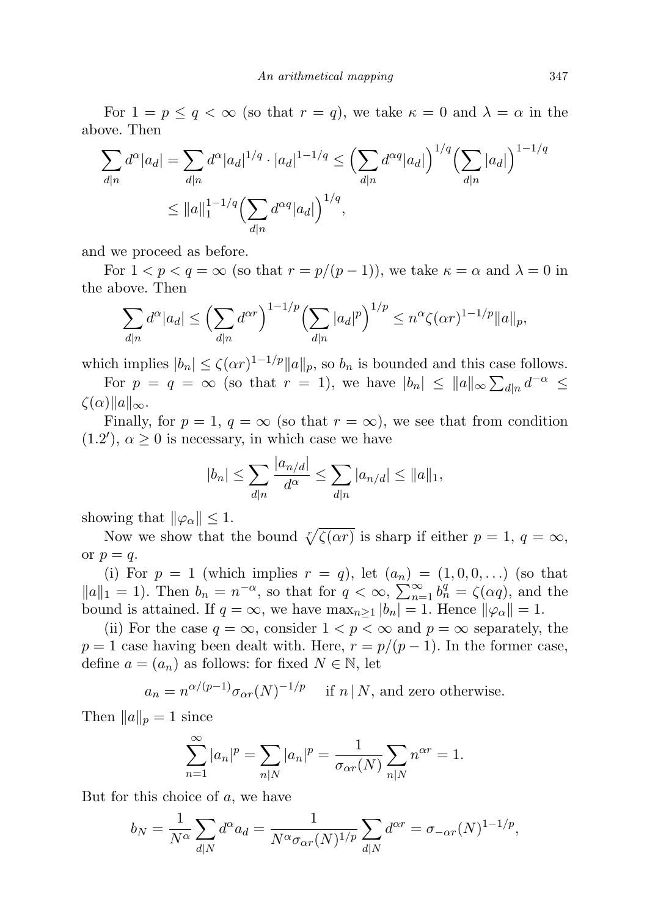For $1 = p \le q < \infty$ (so that $r = q$), we take $\kappa = 0$ and $\lambda = \alpha$ in the above. Then

$$\sum_{d|n} d^\alpha |a_d| = \sum_{d|n} d^\alpha |a_d|^{1/q} \cdot |a_d|^{1-1/q} \le \Big(\sum_{d|n} d^{\alpha q}|a_d|\Big)^{1/q} \Big(\sum_{d|n} |a_d|\Big)^{1-1/q}$$
$$\le \|a\|_1^{1-1/q} \Big(\sum_{d|n} d^{\alpha q}|a_d|\Big)^{1/q},$$

and we proceed as before.

For $1 < p < q = \infty$ (so that $r = p/(p-1)$), we take $\kappa = \alpha$ and $\lambda = 0$ in the above. Then

$$\sum_{d|n} d^\alpha |a_d| \le \Big(\sum_{d|n} d^{\alpha r}\Big)^{1-1/p} \Big(\sum_{d|n} |a_d|^p\Big)^{1/p} \le n^\alpha \zeta(\alpha r)^{1-1/p} \|a\|_p,$$

which implies $|b_n| \le \zeta(\alpha r)^{1-1/p}\|a\|_p$, so $b_n$ is bounded and this case follows.

For $p = q = \infty$ (so that $r = 1$), we have $|b_n| \le \|a\|_\infty \sum_{d|n} d^{-\alpha} \le \zeta(\alpha)\|a\|_\infty$.

Finally, for $p = 1$, $q = \infty$ (so that $r = \infty$), we see that from condition $(1.2')$, $\alpha \ge 0$ is necessary, in which case we have

$$|b_n| \le \sum_{d|n} \frac{|a_{n/d}|}{d^\alpha} \le \sum_{d|n} |a_{n/d}| \le \|a\|_1,$$

showing that $\|\varphi_\alpha\| \le 1$.

Now we show that the bound $\sqrt[r]{\zeta(\alpha r)}$ is sharp if either $p = 1$, $q = \infty$, or $p = q$.

(i) For $p = 1$ (which implies $r = q$), let $(a_n) = (1, 0, 0, \ldots)$ (so that $\|a\|_1 = 1$). Then $b_n = n^{-\alpha}$, so that for $q < \infty$, $\sum_{n=1}^\infty b_n^q = \zeta(\alpha q)$, and the bound is attained. If $q = \infty$, we have $\max_{n \ge 1} |b_n| = 1$. Hence $\|\varphi_\alpha\| = 1$.

(ii) For the case $q = \infty$, consider $1 < p < \infty$ and $p = \infty$ separately, the $p = 1$ case having been dealt with. Here, $r = p/(p-1)$. In the former case, define $a = (a_n)$ as follows: for fixed $N \in \mathbb{N}$, let

$$a_n = n^{\alpha/(p-1)} \sigma_{\alpha r}(N)^{-1/p} \quad \text{ if } n \mid N, \text{ and zero otherwise.}$$

Then $\|a\|_p = 1$ since

$$\sum_{n=1}^\infty |a_n|^p = \sum_{n|N} |a_n|^p = \frac{1}{\sigma_{\alpha r}(N)} \sum_{n|N} n^{\alpha r} = 1.$$

But for this choice of $a$, we have

$$b_N = \frac{1}{N^\alpha} \sum_{d|N} d^\alpha a_d = \frac{1}{N^\alpha \sigma_{\alpha r}(N)^{1/p}} \sum_{d|N} d^{\alpha r} = \sigma_{-\alpha r}(N)^{1-1/p},$$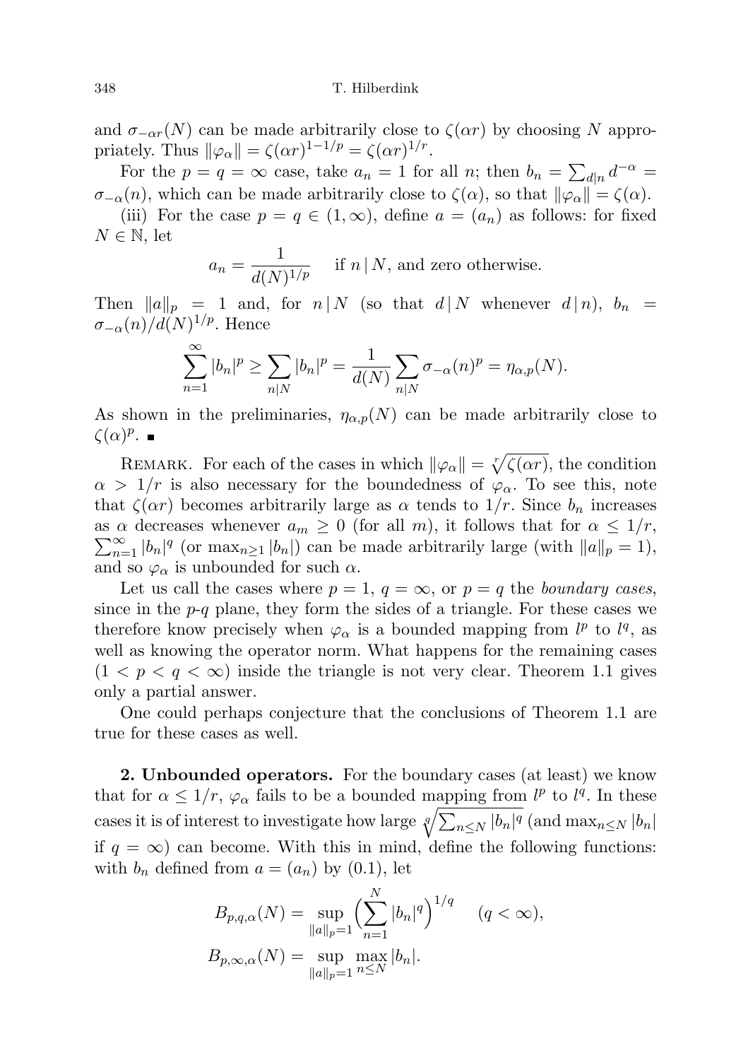and $\sigma_{-\alpha r}(N)$ can be made arbitrarily close to $\zeta(\alpha r)$ by choosing $N$ appropriately. Thus $\|\varphi_\alpha\| = \zeta(\alpha r)^{1-1/p} = \zeta(\alpha r)^{1/r}$.

For the $p = q = \infty$ case, take $a_n = 1$ for all $n$; then $b_n = \sum_{d|n} d^{-\alpha} = \sigma_{-\alpha}(n)$, which can be made arbitrarily close to $\zeta(\alpha)$, so that $\|\varphi_\alpha\| = \zeta(\alpha)$.

(iii) For the case $p = q \in (1, \infty)$, define $a = (a_n)$ as follows: for fixed $N \in \mathbb{N}$, let

$$a_n = \frac{1}{d(N)^{1/p}} \quad \text{if } n \,|\, N, \text{ and zero otherwise.}$$

Then $\|a\|_p = 1$ and, for $n \,|\, N$ (so that $d \,|\, N$ whenever $d \,|\, n$), $b_n = \sigma_{-\alpha}(n)/d(N)^{1/p}$. Hence

$$\sum_{n=1}^{\infty} |b_n|^p \geq \sum_{n|N} |b_n|^p = \frac{1}{d(N)} \sum_{n|N} \sigma_{-\alpha}(n)^p = \eta_{\alpha,p}(N).$$

As shown in the preliminaries, $\eta_{\alpha,p}(N)$ can be made arbitrarily close to $\zeta(\alpha)^p$. ∎

Remark. For each of the cases in which $\|\varphi_\alpha\| = \sqrt[r]{\zeta(\alpha r)}$, the condition $\alpha > 1/r$ is also necessary for the boundedness of $\varphi_\alpha$. To see this, note that $\zeta(\alpha r)$ becomes arbitrarily large as $\alpha$ tends to $1/r$. Since $b_n$ increases as $\alpha$ decreases whenever $a_m \geq 0$ (for all $m$), it follows that for $\alpha \leq 1/r$, $\sum_{n=1}^{\infty} |b_n|^q$ (or $\max_{n\geq 1} |b_n|$) can be made arbitrarily large (with $\|a\|_p = 1$), and so $\varphi_\alpha$ is unbounded for such $\alpha$.

Let us call the cases where $p = 1$, $q = \infty$, or $p = q$ the *boundary cases*, since in the $p$-$q$ plane, they form the sides of a triangle. For these cases we therefore know precisely when $\varphi_\alpha$ is a bounded mapping from $l^p$ to $l^q$, as well as knowing the operator norm. What happens for the remaining cases $(1 < p < q < \infty)$ inside the triangle is not very clear. Theorem 1.1 gives only a partial answer.

One could perhaps conjecture that the conclusions of Theorem 1.1 are true for these cases as well.

**2. Unbounded operators.** For the boundary cases (at least) we know that for $\alpha \leq 1/r$, $\varphi_\alpha$ fails to be a bounded mapping from $l^p$ to $l^q$. In these cases it is of interest to investigate how large $\sqrt[q]{\sum_{n\leq N} |b_n|^q}$ (and $\max_{n\leq N} |b_n|$ if $q = \infty$) can become. With this in mind, define the following functions: with $b_n$ defined from $a = (a_n)$ by (0.1), let

$$B_{p,q,\alpha}(N) = \sup_{\|a\|_p=1} \Big( \sum_{n=1}^{N} |b_n|^q \Big)^{1/q} \quad (q < \infty),$$

$$B_{p,\infty,\alpha}(N) = \sup_{\|a\|_p=1} \max_{n\leq N} |b_n|.$$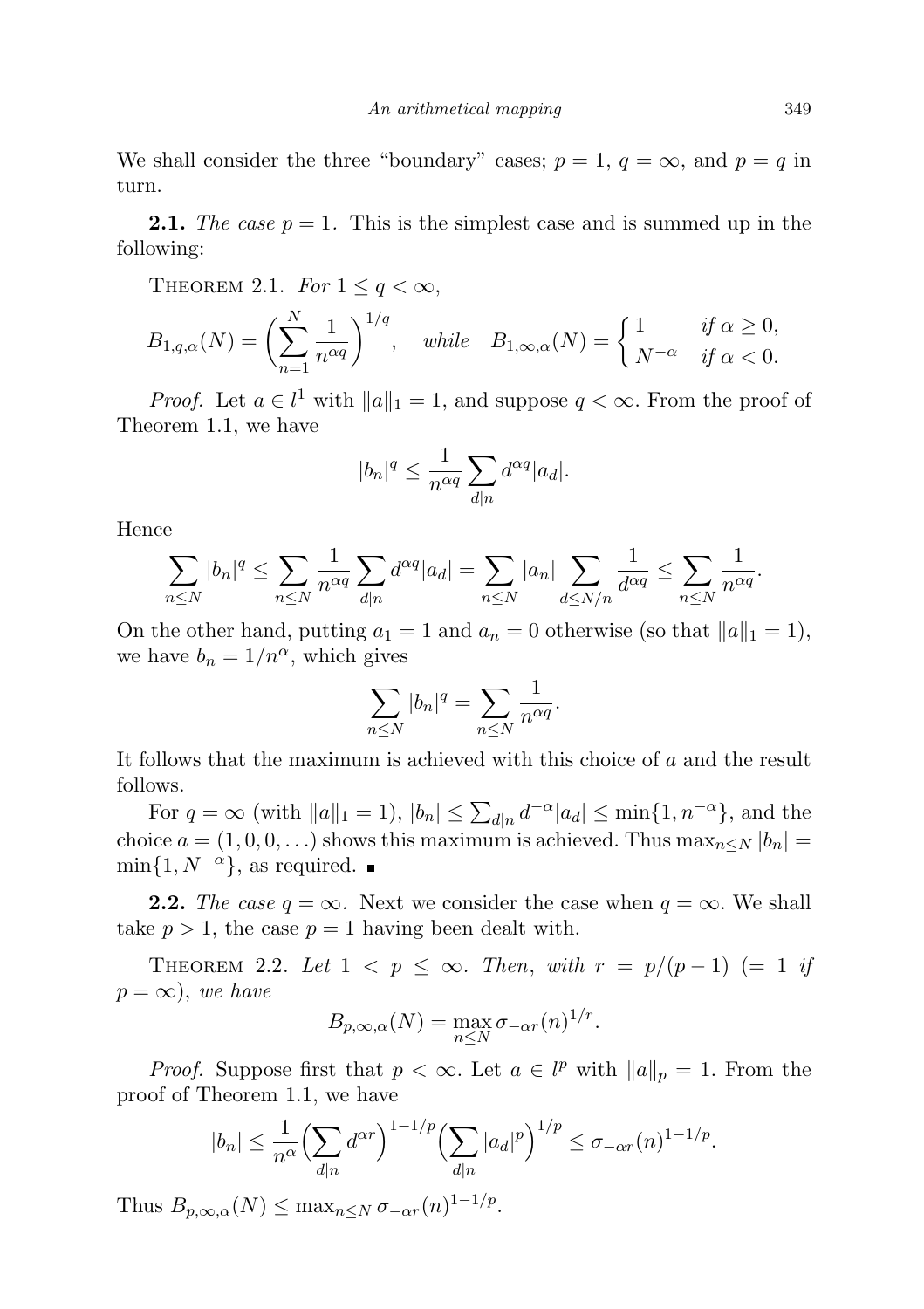We shall consider the three "boundary" cases; $p = 1$, $q = \infty$, and $p = q$ in turn.

**2.1.** *The case* $p = 1$*.* This is the simplest case and is summed up in the following:

THEOREM 2.1. *For* $1 \le q < \infty$,

$$B_{1,q,\alpha}(N) = \left(\sum_{n=1}^{N} \frac{1}{n^{\alpha q}}\right)^{1/q}, \quad \textit{while} \quad B_{1,\infty,\alpha}(N) = \begin{cases} 1 & \textit{if } \alpha \ge 0, \\ N^{-\alpha} & \textit{if } \alpha < 0. \end{cases}$$

*Proof.* Let $a \in l^1$ with $\|a\|_1 = 1$, and suppose $q < \infty$. From the proof of Theorem 1.1, we have

$$|b_n|^q \le \frac{1}{n^{\alpha q}} \sum_{d|n} d^{\alpha q} |a_d|.$$

Hence

$$\sum_{n \le N} |b_n|^q \le \sum_{n \le N} \frac{1}{n^{\alpha q}} \sum_{d|n} d^{\alpha q} |a_d| = \sum_{n \le N} |a_n| \sum_{d \le N/n} \frac{1}{d^{\alpha q}} \le \sum_{n \le N} \frac{1}{n^{\alpha q}}.$$

On the other hand, putting $a_1 = 1$ and $a_n = 0$ otherwise (so that $\|a\|_1 = 1$), we have $b_n = 1/n^{\alpha}$, which gives

$$\sum_{n \le N} |b_n|^q = \sum_{n \le N} \frac{1}{n^{\alpha q}}.$$

It follows that the maximum is achieved with this choice of $a$ and the result follows.

For $q = \infty$ (with $\|a\|_1 = 1$), $|b_n| \le \sum_{d|n} d^{-\alpha} |a_d| \le \min\{1, n^{-\alpha}\}$, and the choice $a = (1, 0, 0, \ldots)$ shows this maximum is achieved. Thus $\max_{n \le N} |b_n| = \min\{1, N^{-\alpha}\}$, as required. ∎

**2.2.** *The case* $q = \infty$*.* Next we consider the case when $q = \infty$. We shall take $p > 1$, the case $p = 1$ having been dealt with.

THEOREM 2.2. *Let* $1 < p \le \infty$*. Then, with* $r = p/(p-1)$ $(= 1$ *if* $p = \infty)$, *we have*

$$B_{p,\infty,\alpha}(N) = \max_{n \le N} \sigma_{-\alpha r}(n)^{1/r}.$$

*Proof.* Suppose first that $p < \infty$. Let $a \in l^p$ with $\|a\|_p = 1$. From the proof of Theorem 1.1, we have

$$|b_n| \le \frac{1}{n^{\alpha}} \Big(\sum_{d|n} d^{\alpha r}\Big)^{1-1/p} \Big(\sum_{d|n} |a_d|^p\Big)^{1/p} \le \sigma_{-\alpha r}(n)^{1-1/p}.$$

Thus $B_{p,\infty,\alpha}(N) \le \max_{n \le N} \sigma_{-\alpha r}(n)^{1-1/p}$.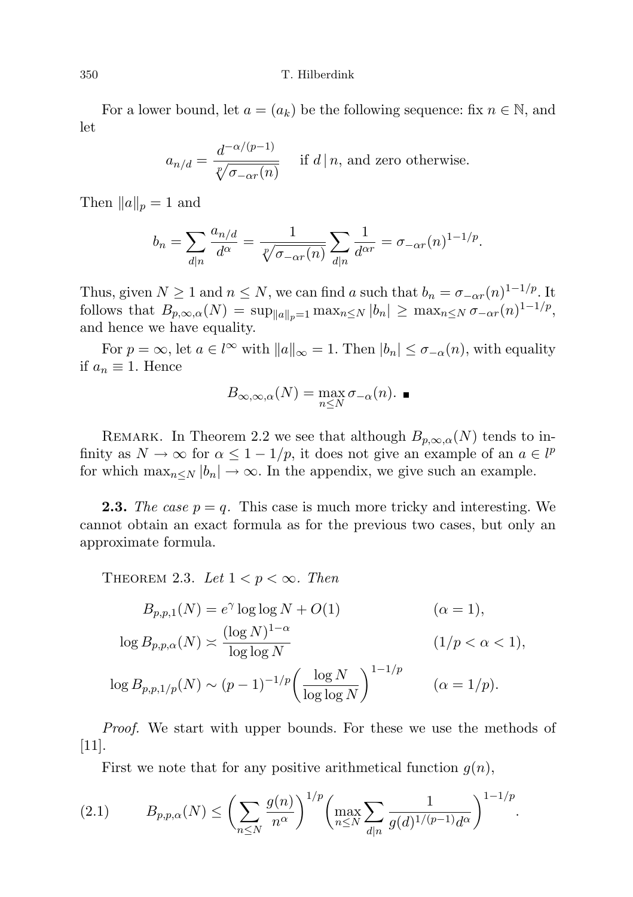For a lower bound, let $a = (a_k)$ be the following sequence: fix $n \in \mathbb{N}$, and let

$$a_{n/d} = \frac{d^{-\alpha/(p-1)}}{\sqrt[p]{\sigma_{-\alpha r}(n)}} \quad \text{if } d \mid n \text{, and zero otherwise.}$$

Then $\|a\|_p = 1$ and

$$b_n = \sum_{d|n} \frac{a_{n/d}}{d^\alpha} = \frac{1}{\sqrt[p]{\sigma_{-\alpha r}(n)}} \sum_{d|n} \frac{1}{d^{\alpha r}} = \sigma_{-\alpha r}(n)^{1-1/p}.$$

Thus, given $N \geq 1$ and $n \leq N$, we can find $a$ such that $b_n = \sigma_{-\alpha r}(n)^{1-1/p}$. It follows that $B_{p,\infty,\alpha}(N) = \sup_{\|a\|_p=1} \max_{n\leq N} |b_n| \geq \max_{n\leq N} \sigma_{-\alpha r}(n)^{1-1/p}$, and hence we have equality.

For $p = \infty$, let $a \in l^\infty$ with $\|a\|_\infty = 1$. Then $|b_n| \leq \sigma_{-\alpha}(n)$, with equality if $a_n \equiv 1$. Hence

$$B_{\infty,\infty,\alpha}(N) = \max_{n\leq N} \sigma_{-\alpha}(n). \ \blacksquare$$

Remark. In Theorem 2.2 we see that although $B_{p,\infty,\alpha}(N)$ tends to infinity as $N \to \infty$ for $\alpha \leq 1 - 1/p$, it does not give an example of an $a \in l^p$ for which $\max_{n\leq N} |b_n| \to \infty$. In the appendix, we give such an example.

**2.3.** *The case $p = q$.* This case is much more tricky and interesting. We cannot obtain an exact formula as for the previous two cases, but only an approximate formula.

Theorem 2.3. *Let $1 < p < \infty$. Then*

$$B_{p,p,1}(N) = e^\gamma \log\log N + O(1) \qquad (\alpha = 1),$$

$$\log B_{p,p,\alpha}(N) \asymp \frac{(\log N)^{1-\alpha}}{\log\log N} \qquad (1/p < \alpha < 1),$$

$$\log B_{p,p,1/p}(N) \sim (p-1)^{-1/p}\left(\frac{\log N}{\log\log N}\right)^{1-1/p} \qquad (\alpha = 1/p).$$

*Proof.* We start with upper bounds. For these we use the methods of [11].

First we note that for any positive arithmetical function $g(n)$,

$$B_{p,p,\alpha}(N) \leq \left(\sum_{n\leq N} \frac{g(n)}{n^\alpha}\right)^{1/p} \left(\max_{n\leq N} \sum_{d|n} \frac{1}{g(d)^{1/(p-1)} d^\alpha}\right)^{1-1/p}. \tag{2.1}$$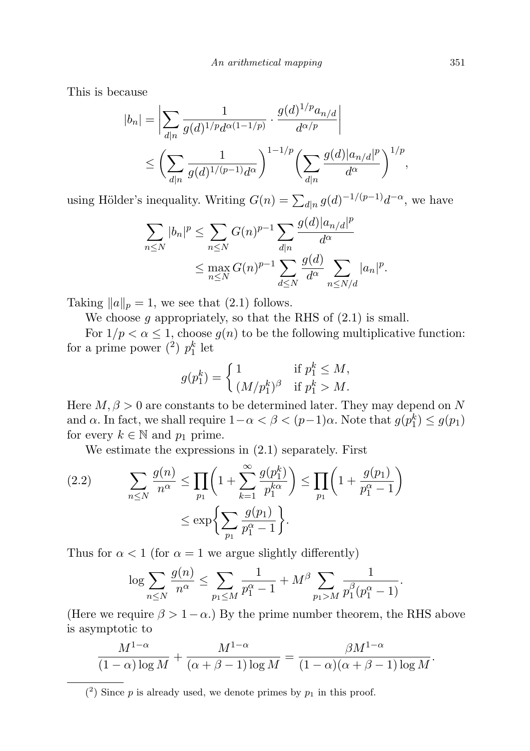This is because

$$|b_n| = \left| \sum_{d|n} \frac{1}{g(d)^{1/p} d^{\alpha(1-1/p)}} \cdot \frac{g(d)^{1/p} a_{n/d}}{d^{\alpha/p}} \right|$$
$$\leq \left( \sum_{d|n} \frac{1}{g(d)^{1/(p-1)} d^{\alpha}} \right)^{1-1/p} \left( \sum_{d|n} \frac{g(d)|a_{n/d}|^p}{d^{\alpha}} \right)^{1/p},$$

using Hölder's inequality. Writing $G(n) = \sum_{d|n} g(d)^{-1/(p-1)} d^{-\alpha}$, we have

$$\sum_{n \leq N} |b_n|^p \leq \sum_{n \leq N} G(n)^{p-1} \sum_{d|n} \frac{g(d)|a_{n/d}|^p}{d^{\alpha}}$$
$$\leq \max_{n \leq N} G(n)^{p-1} \sum_{d \leq N} \frac{g(d)}{d^{\alpha}} \sum_{n \leq N/d} |a_n|^p.$$

Taking $\|a\|_p = 1$, we see that (2.1) follows.

We choose $g$ appropriately, so that the RHS of (2.1) is small.

For $1/p < \alpha \leq 1$, choose $g(n)$ to be the following multiplicative function: for a prime power [2] $p_1^k$ let

$$g(p_1^k) = \begin{cases} 1 & \text{if } p_1^k \leq M, \\ (M/p_1^k)^{\beta} & \text{if } p_1^k > M. \end{cases}$$

Here $M, \beta > 0$ are constants to be determined later. They may depend on $N$ and $\alpha$. In fact, we shall require $1-\alpha < \beta < (p-1)\alpha$. Note that $g(p_1^k) \leq g(p_1)$ for every $k \in \mathbb{N}$ and $p_1$ prime.

We estimate the expressions in (2.1) separately. First

$$(2.2) \qquad \sum_{n \leq N} \frac{g(n)}{n^{\alpha}} \leq \prod_{p_1} \left( 1 + \sum_{k=1}^{\infty} \frac{g(p_1^k)}{p_1^{k\alpha}} \right) \leq \prod_{p_1} \left( 1 + \frac{g(p_1)}{p_1^{\alpha} - 1} \right)$$
$$\leq \exp\left\{ \sum_{p_1} \frac{g(p_1)}{p_1^{\alpha} - 1} \right\}.$$

Thus for $\alpha < 1$ (for $\alpha = 1$ we argue slightly differently)

$$\log \sum_{n \leq N} \frac{g(n)}{n^{\alpha}} \leq \sum_{p_1 \leq M} \frac{1}{p_1^{\alpha} - 1} + M^{\beta} \sum_{p_1 > M} \frac{1}{p_1^{\beta}(p_1^{\alpha} - 1)}.$$

(Here we require $\beta > 1 - \alpha$.) By the prime number theorem, the RHS above is asymptotic to

$$\frac{M^{1-\alpha}}{(1-\alpha)\log M} + \frac{M^{1-\alpha}}{(\alpha+\beta-1)\log M} = \frac{\beta M^{1-\alpha}}{(1-\alpha)(\alpha+\beta-1)\log M}.$$

[2] Since $p$ is already used, we denote primes by $p_1$ in this proof.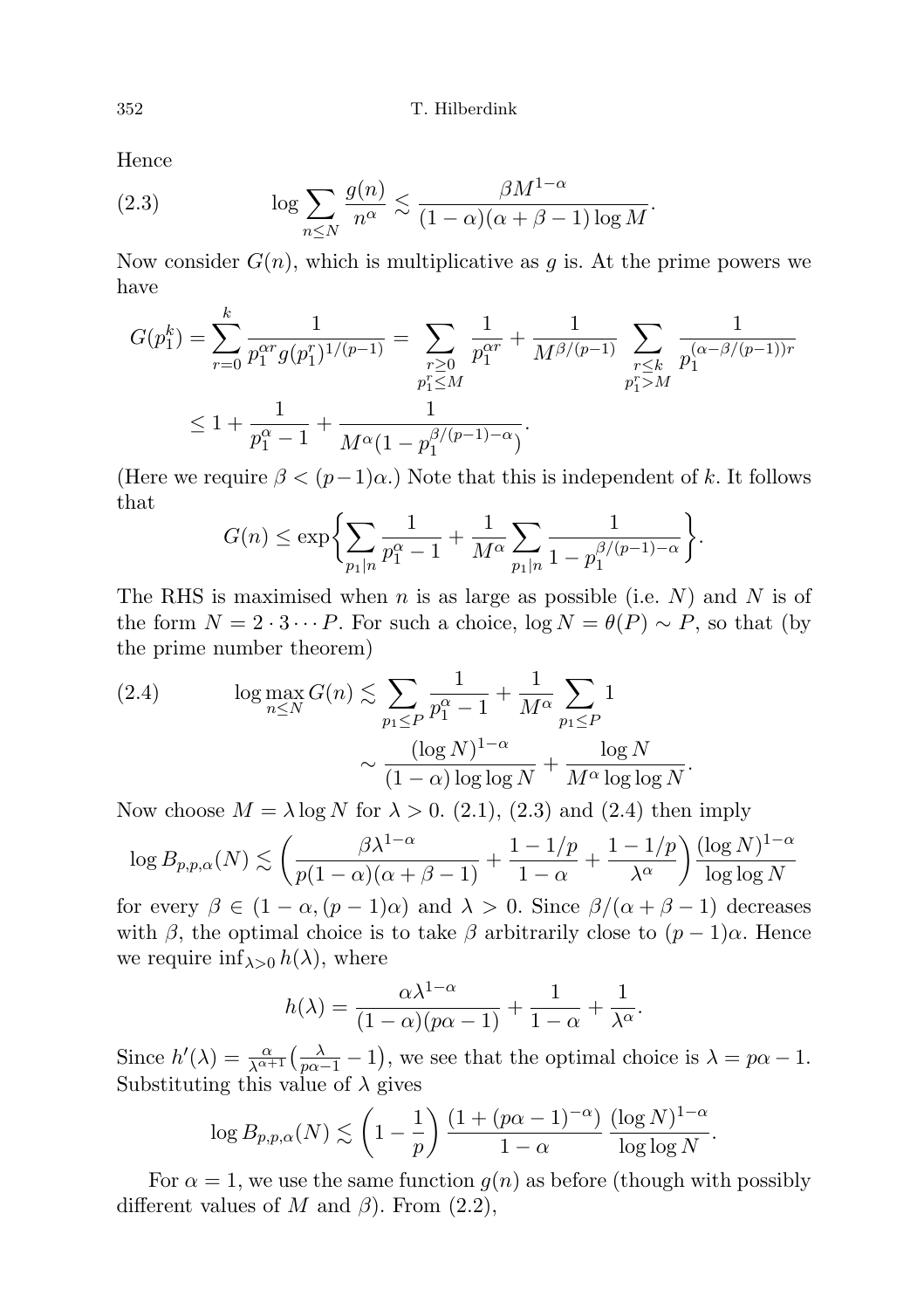Hence

$$\log \sum_{n \le N} \frac{g(n)}{n^\alpha} \lesssim \frac{\beta M^{1-\alpha}}{(1-\alpha)(\alpha+\beta-1)\log M}. \tag{2.3}$$

Now consider $G(n)$, which is multiplicative as $g$ is. At the prime powers we have

$$\begin{aligned} G(p_1^k) &= \sum_{r=0}^{k} \frac{1}{p_1^{\alpha r} g(p_1^r)^{1/(p-1)}} = \sum_{\substack{r \ge 0 \\ p_1^r \le M}} \frac{1}{p_1^{\alpha r}} + \frac{1}{M^{\beta/(p-1)}} \sum_{\substack{r \le k \\ p_1^r > M}} \frac{1}{p_1^{(\alpha - \beta/(p-1))r}} \\ &\le 1 + \frac{1}{p_1^\alpha - 1} + \frac{1}{M^\alpha (1 - p_1^{\beta/(p-1)-\alpha})}. \end{aligned}$$

(Here we require $\beta < (p-1)\alpha$.) Note that this is independent of $k$. It follows that

$$G(n) \le \exp\biggl\{ \sum_{p_1 | n} \frac{1}{p_1^\alpha - 1} + \frac{1}{M^\alpha} \sum_{p_1 | n} \frac{1}{1 - p_1^{\beta/(p-1)-\alpha}} \biggr\}.$$

The RHS is maximised when $n$ is as large as possible (i.e. $N$) and $N$ is of the form $N = 2 \cdot 3 \cdots P$. For such a choice, $\log N = \theta(P) \sim P$, so that (by the prime number theorem)

$$\begin{aligned} \log \max_{n \le N} G(n) &\lesssim \sum_{p_1 \le P} \frac{1}{p_1^\alpha - 1} + \frac{1}{M^\alpha} \sum_{p_1 \le P} 1 \\ &\sim \frac{(\log N)^{1-\alpha}}{(1-\alpha)\log\log N} + \frac{\log N}{M^\alpha \log\log N}. \end{aligned} \tag{2.4}$$

Now choose $M = \lambda \log N$ for $\lambda > 0$. (2.1), (2.3) and (2.4) then imply

$$\log B_{p,p,\alpha}(N) \lesssim \biggl( \frac{\beta \lambda^{1-\alpha}}{p(1-\alpha)(\alpha+\beta-1)} + \frac{1-1/p}{1-\alpha} + \frac{1-1/p}{\lambda^\alpha} \biggr) \frac{(\log N)^{1-\alpha}}{\log\log N}$$

for every $\beta \in (1-\alpha, (p-1)\alpha)$ and $\lambda > 0$. Since $\beta/(\alpha+\beta-1)$ decreases with $\beta$, the optimal choice is to take $\beta$ arbitrarily close to $(p-1)\alpha$. Hence we require $\inf_{\lambda>0} h(\lambda)$, where

$$h(\lambda) = \frac{\alpha \lambda^{1-\alpha}}{(1-\alpha)(p\alpha - 1)} + \frac{1}{1-\alpha} + \frac{1}{\lambda^\alpha}.$$

Since $h'(\lambda) = \frac{\alpha}{\lambda^{\alpha+1}}\bigl(\frac{\lambda}{p\alpha-1} - 1\bigr)$, we see that the optimal choice is $\lambda = p\alpha - 1$. Substituting this value of $\lambda$ gives

$$\log B_{p,p,\alpha}(N) \lesssim \biggl(1 - \frac{1}{p}\biggr) \frac{(1 + (p\alpha-1)^{-\alpha})}{1-\alpha} \frac{(\log N)^{1-\alpha}}{\log\log N}.$$

For $\alpha = 1$, we use the same function $g(n)$ as before (though with possibly different values of $M$ and $\beta$). From (2.2),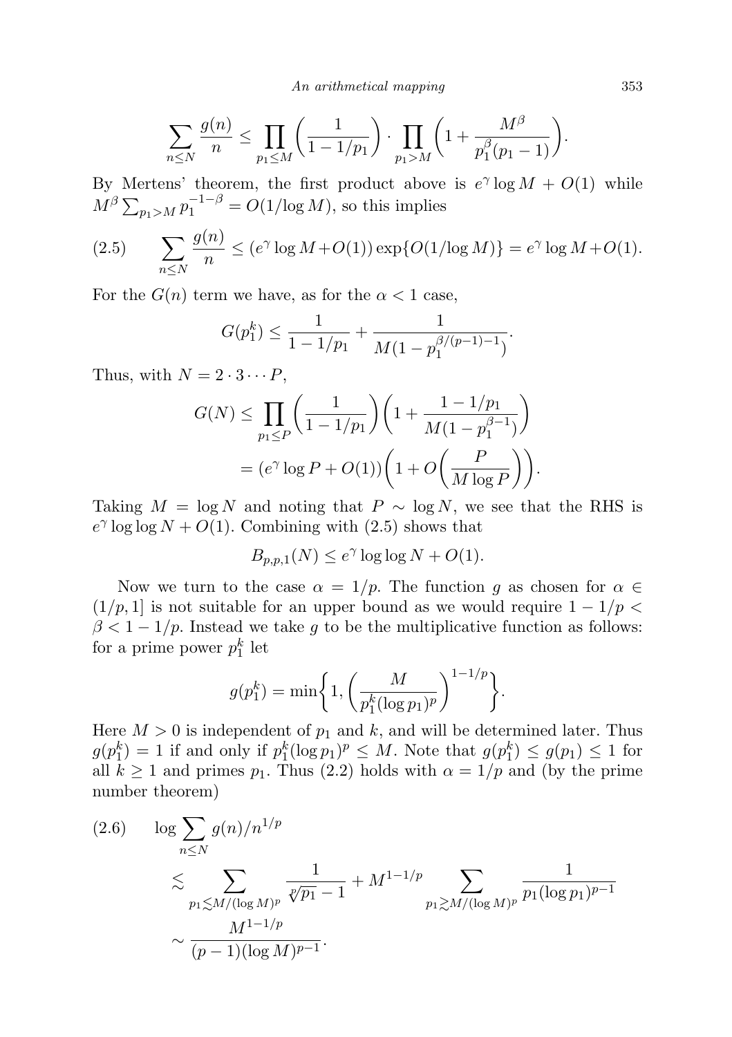$$\sum_{n\le N}\frac{g(n)}{n}\le\prod_{p_1\le M}\left(\frac{1}{1-1/p_1}\right)\cdot\prod_{p_1>M}\left(1+\frac{M^\beta}{p_1^\beta(p_1-1)}\right).$$

By Mertens' theorem, the first product above is $e^\gamma\log M+O(1)$ while $M^\beta\sum_{p_1>M}p_1^{-1-\beta}=O(1/\log M)$, so this implies

$$\sum_{n\le N}\frac{g(n)}{n}\le(e^\gamma\log M+O(1))\exp\{O(1/\log M)\}=e^\gamma\log M+O(1). \tag{2.5}$$

For the $G(n)$ term we have, as for the $\alpha<1$ case,

$$G(p_1^k)\le\frac{1}{1-1/p_1}+\frac{1}{M(1-p_1^{\beta/(p-1)-1})}.$$

Thus, with $N=2\cdot3\cdots P$,

$$\begin{aligned}G(N)&\le\prod_{p_1\le P}\left(\frac{1}{1-1/p_1}\right)\left(1+\frac{1-1/p_1}{M(1-p_1^{\beta-1})}\right)\\&=(e^\gamma\log P+O(1))\left(1+O\left(\frac{P}{M\log P}\right)\right).\end{aligned}$$

Taking $M=\log N$ and noting that $P\sim\log N$, we see that the RHS is $e^\gamma\log\log N+O(1)$. Combining with (2.5) shows that

$$B_{p,p,1}(N)\le e^\gamma\log\log N+O(1).$$

Now we turn to the case $\alpha=1/p$. The function $g$ as chosen for $\alpha\in(1/p,1]$ is not suitable for an upper bound as we would require $1-1/p<\beta<1-1/p$. Instead we take $g$ to be the multiplicative function as follows: for a prime power $p_1^k$ let

$$g(p_1^k)=\min\left\{1,\left(\frac{M}{p_1^k(\log p_1)^p}\right)^{1-1/p}\right\}.$$

Here $M>0$ is independent of $p_1$ and $k$, and will be determined later. Thus $g(p_1^k)=1$ if and only if $p_1^k(\log p_1)^p\le M$. Note that $g(p_1^k)\le g(p_1)\le1$ for all $k\ge1$ and primes $p_1$. Thus (2.2) holds with $\alpha=1/p$ and (by the prime number theorem)

$$\begin{aligned}&\log\sum_{n\le N}g(n)/n^{1/p}\\&\quad\lesssim\sum_{p_1\lesssim M/(\log M)^p}\frac{1}{\sqrt[p]{p_1}-1}+M^{1-1/p}\sum_{p_1\gtrsim M/(\log M)^p}\frac{1}{p_1(\log p_1)^{p-1}}\\&\quad\sim\frac{M^{1-1/p}}{(p-1)(\log M)^{p-1}}.\end{aligned} \tag{2.6}$$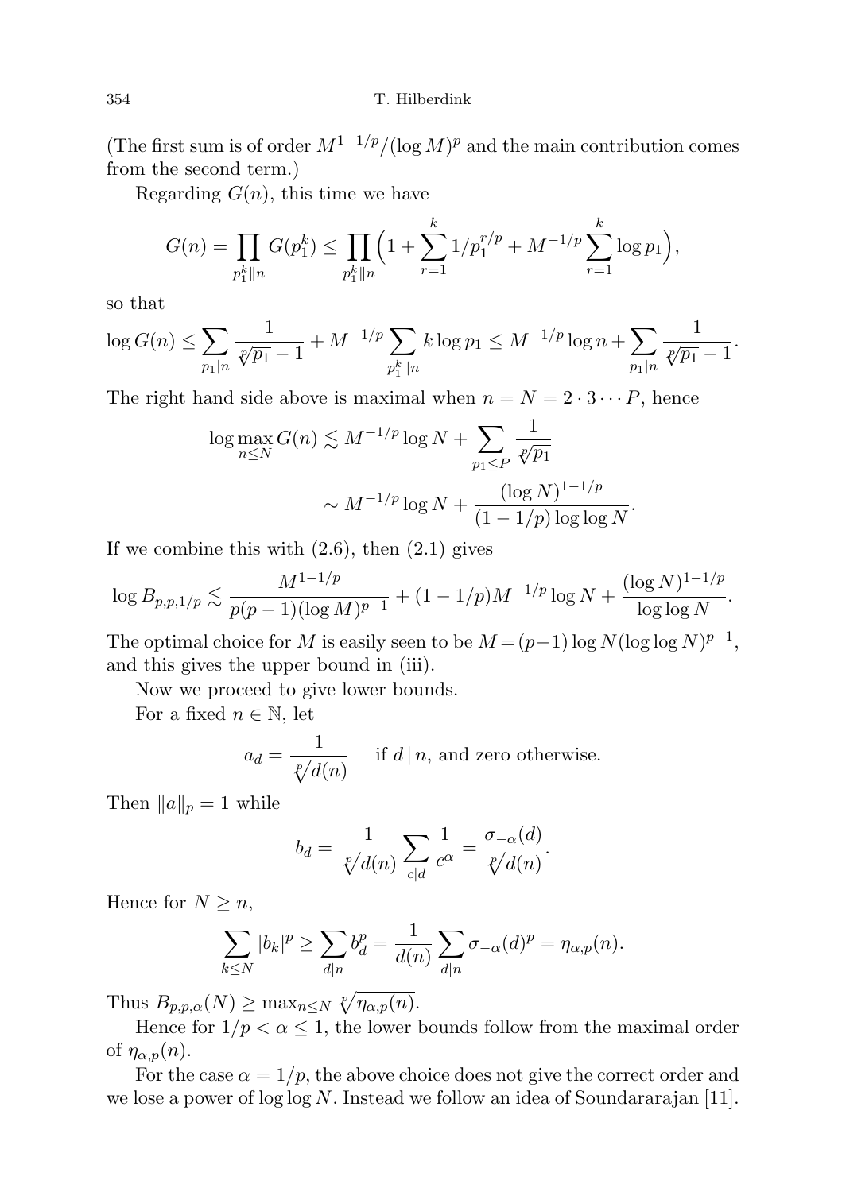(The first sum is of order $M^{1-1/p}/(\log M)^p$ and the main contribution comes from the second term.)

Regarding $G(n)$, this time we have

$$G(n) = \prod_{p_1^k \| n} G(p_1^k) \leq \prod_{p_1^k \| n} \Big(1 + \sum_{r=1}^{k} 1/p_1^{r/p} + M^{-1/p} \sum_{r=1}^{k} \log p_1\Big),$$

so that

$$\log G(n) \leq \sum_{p_1 | n} \frac{1}{\sqrt[p]{p_1} - 1} + M^{-1/p} \sum_{p_1^k \| n} k \log p_1 \leq M^{-1/p} \log n + \sum_{p_1 | n} \frac{1}{\sqrt[p]{p_1} - 1}.$$

The right hand side above is maximal when $n = N = 2 \cdot 3 \cdots P$, hence

$$\log \max_{n \leq N} G(n) \lesssim M^{-1/p} \log N + \sum_{p_1 \leq P} \frac{1}{\sqrt[p]{p_1}}$$
$$\sim M^{-1/p} \log N + \frac{(\log N)^{1-1/p}}{(1 - 1/p) \log\log N}.$$

If we combine this with (2.6), then (2.1) gives

$$\log B_{p,p,1/p} \lesssim \frac{M^{1-1/p}}{p(p-1)(\log M)^{p-1}} + (1 - 1/p) M^{-1/p} \log N + \frac{(\log N)^{1-1/p}}{\log\log N}.$$

The optimal choice for $M$ is easily seen to be $M = (p-1) \log N (\log\log N)^{p-1}$, and this gives the upper bound in (iii).

Now we proceed to give lower bounds.

For a fixed $n \in \mathbb{N}$, let

$$a_d = \frac{1}{\sqrt[p]{d(n)}} \quad \text{ if } d \,|\, n, \text{ and zero otherwise.}$$

Then $\|a\|_p = 1$ while

$$b_d = \frac{1}{\sqrt[p]{d(n)}} \sum_{c | d} \frac{1}{c^\alpha} = \frac{\sigma_{-\alpha}(d)}{\sqrt[p]{d(n)}}.$$

Hence for $N \geq n$,

$$\sum_{k \leq N} |b_k|^p \geq \sum_{d | n} b_d^p = \frac{1}{d(n)} \sum_{d | n} \sigma_{-\alpha}(d)^p = \eta_{\alpha,p}(n).$$

Thus $B_{p,p,\alpha}(N) \geq \max_{n \leq N} \sqrt[p]{\eta_{\alpha,p}(n)}$.

Hence for $1/p < \alpha \leq 1$, the lower bounds follow from the maximal order of $\eta_{\alpha,p}(n)$.

For the case $\alpha = 1/p$, the above choice does not give the correct order and we lose a power of $\log\log N$. Instead we follow an idea of Soundararajan [11].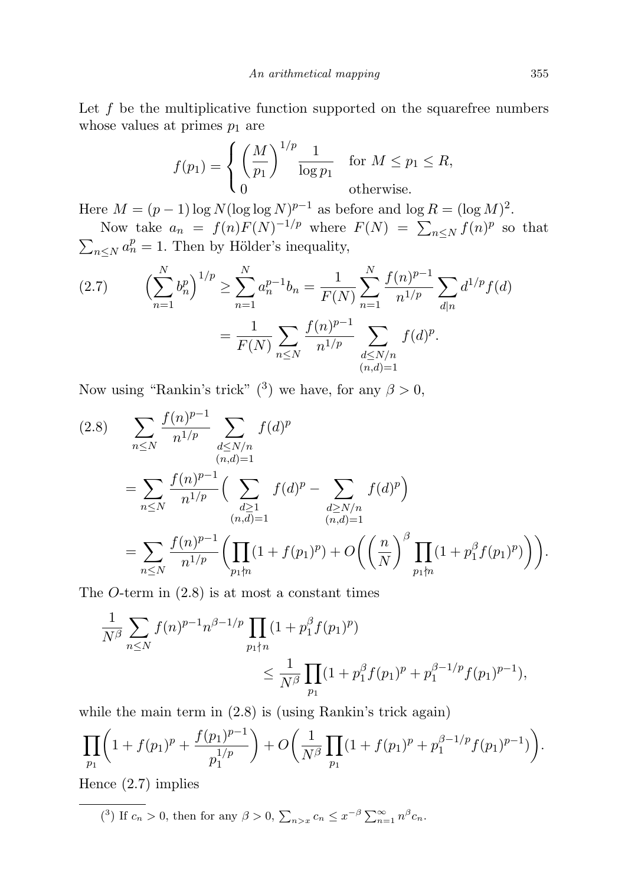Let $f$ be the multiplicative function supported on the squarefree numbers whose values at primes $p_1$ are

$$f(p_1) = \begin{cases} \left(\dfrac{M}{p_1}\right)^{1/p} \dfrac{1}{\log p_1} & \text{for } M \le p_1 \le R, \\ 0 & \text{otherwise.} \end{cases}$$

Here $M = (p-1)\log N (\log\log N)^{p-1}$ as before and $\log R = (\log M)^2$.

Now take $a_n = f(n)F(N)^{-1/p}$ where $F(N) = \sum_{n\le N} f(n)^p$ so that $\sum_{n\le N} a_n^p = 1$. Then by Hölder's inequality,

$$\Big(\sum_{n=1}^N b_n^p\Big)^{1/p} \ge \sum_{n=1}^N a_n^{p-1} b_n = \frac{1}{F(N)} \sum_{n=1}^N \frac{f(n)^{p-1}}{n^{1/p}} \sum_{d\mid n} d^{1/p} f(d) = \frac{1}{F(N)} \sum_{n\le N} \frac{f(n)^{p-1}}{n^{1/p}} \sum_{\substack{d\le N/n \\ (n,d)=1}} f(d)^p. \tag{2.7}$$

Now using "Rankin's trick" [3] we have, for any $\beta > 0$,

$$\begin{aligned} &\sum_{n\le N} \frac{f(n)^{p-1}}{n^{1/p}} \sum_{\substack{d\le N/n \\ (n,d)=1}} f(d)^p \\ &= \sum_{n\le N} \frac{f(n)^{p-1}}{n^{1/p}} \Big( \sum_{\substack{d\ge 1 \\ (n,d)=1}} f(d)^p - \sum_{\substack{d\ge N/n \\ (n,d)=1}} f(d)^p \Big) \\ &= \sum_{n\le N} \frac{f(n)^{p-1}}{n^{1/p}} \Big( \prod_{p_1\nmid n} (1 + f(p_1)^p) + O\Big( \Big(\frac{n}{N}\Big)^\beta \prod_{p_1\nmid n} (1 + p_1^\beta f(p_1)^p) \Big) \Big). \end{aligned} \tag{2.8}$$

The $O$-term in (2.8) is at most a constant times

$$\begin{aligned} \frac{1}{N^\beta} \sum_{n\le N} f(n)^{p-1} n^{\beta - 1/p} &\prod_{p_1\nmid n} (1 + p_1^\beta f(p_1)^p) \\ &\le \frac{1}{N^\beta} \prod_{p_1} (1 + p_1^\beta f(p_1)^p + p_1^{\beta-1/p} f(p_1)^{p-1}), \end{aligned}$$

while the main term in (2.8) is (using Rankin's trick again)

$$\prod_{p_1} \Big( 1 + f(p_1)^p + \frac{f(p_1)^{p-1}}{p_1^{1/p}} \Big) + O\Big( \frac{1}{N^\beta} \prod_{p_1} (1 + f(p_1)^p + p_1^{\beta-1/p} f(p_1)^{p-1}) \Big).$$

Hence (2.7) implies

---

[3] If $c_n > 0$, then for any $\beta > 0$, $\sum_{n>x} c_n \le x^{-\beta} \sum_{n=1}^\infty n^\beta c_n$.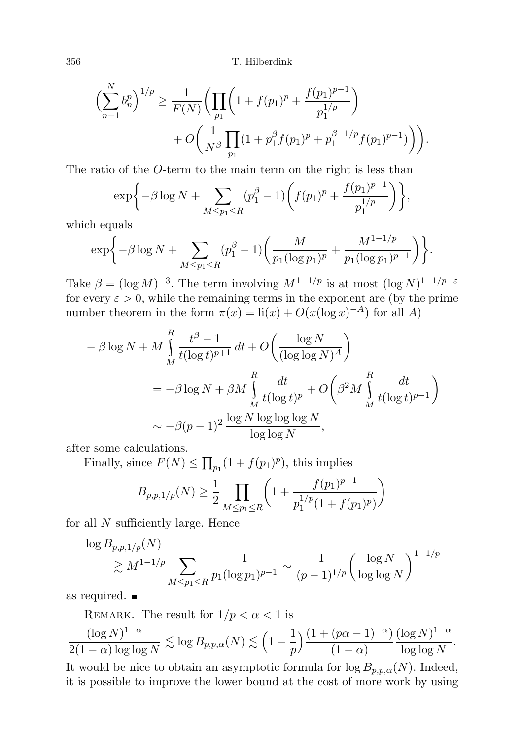$$\Big(\sum_{n=1}^{N} b_n^p\Big)^{1/p} \geq \frac{1}{F(N)}\bigg(\prod_{p_1}\bigg(1+f(p_1)^p+\frac{f(p_1)^{p-1}}{p_1^{1/p}}\bigg) + O\bigg(\frac{1}{N^\beta}\prod_{p_1}(1+p_1^\beta f(p_1)^p + p_1^{\beta-1/p}f(p_1)^{p-1})\bigg)\bigg).$$

The ratio of the $O$-term to the main term on the right is less than

$$\exp\bigg\{-\beta\log N + \sum_{M\leq p_1\leq R}(p_1^\beta - 1)\bigg(f(p_1)^p + \frac{f(p_1)^{p-1}}{p_1^{1/p}}\bigg)\bigg\},$$

which equals

$$\exp\bigg\{-\beta\log N + \sum_{M\leq p_1\leq R}(p_1^\beta - 1)\bigg(\frac{M}{p_1(\log p_1)^p} + \frac{M^{1-1/p}}{p_1(\log p_1)^{p-1}}\bigg)\bigg\}.$$

Take $\beta = (\log M)^{-3}$. The term involving $M^{1-1/p}$ is at most $(\log N)^{1-1/p+\varepsilon}$ for every $\varepsilon > 0$, while the remaining terms in the exponent are (by the prime number theorem in the form $\pi(x) = \mathrm{li}(x) + O(x(\log x)^{-A})$ for all $A$)

$$\begin{aligned}
&-\beta\log N + M\int_M^R \frac{t^\beta - 1}{t(\log t)^{p+1}}\,dt + O\bigg(\frac{\log N}{(\log\log N)^A}\bigg)\\
&\qquad = -\beta\log N + \beta M\int_M^R \frac{dt}{t(\log t)^p} + O\bigg(\beta^2 M\int_M^R \frac{dt}{t(\log t)^{p-1}}\bigg)\\
&\qquad \sim -\beta(p-1)^2\,\frac{\log N\log\log\log N}{\log\log N},
\end{aligned}$$

after some calculations.

Finally, since $F(N) \leq \prod_{p_1}(1+f(p_1)^p)$, this implies

$$B_{p,p,1/p}(N) \geq \frac{1}{2}\prod_{M\leq p_1\leq R}\bigg(1+\frac{f(p_1)^{p-1}}{p_1^{1/p}(1+f(p_1)^p)}\bigg)$$

for all $N$ sufficiently large. Hence

$$\log B_{p,p,1/p}(N) \gtrsim M^{1-1/p}\sum_{M\leq p_1\leq R}\frac{1}{p_1(\log p_1)^{p-1}} \sim \frac{1}{(p-1)^{1/p}}\bigg(\frac{\log N}{\log\log N}\bigg)^{1-1/p}$$

as required. ∎

Remark. The result for $1/p < \alpha < 1$ is

$$\frac{(\log N)^{1-\alpha}}{2(1-\alpha)\log\log N} \lesssim \log B_{p,p,\alpha}(N) \lesssim \Big(1-\frac{1}{p}\Big)\frac{(1+(p\alpha-1)^{-\alpha})}{(1-\alpha)}\frac{(\log N)^{1-\alpha}}{\log\log N}.$$

It would be nice to obtain an asymptotic formula for $\log B_{p,p,\alpha}(N)$. Indeed, it is possible to improve the lower bound at the cost of more work by using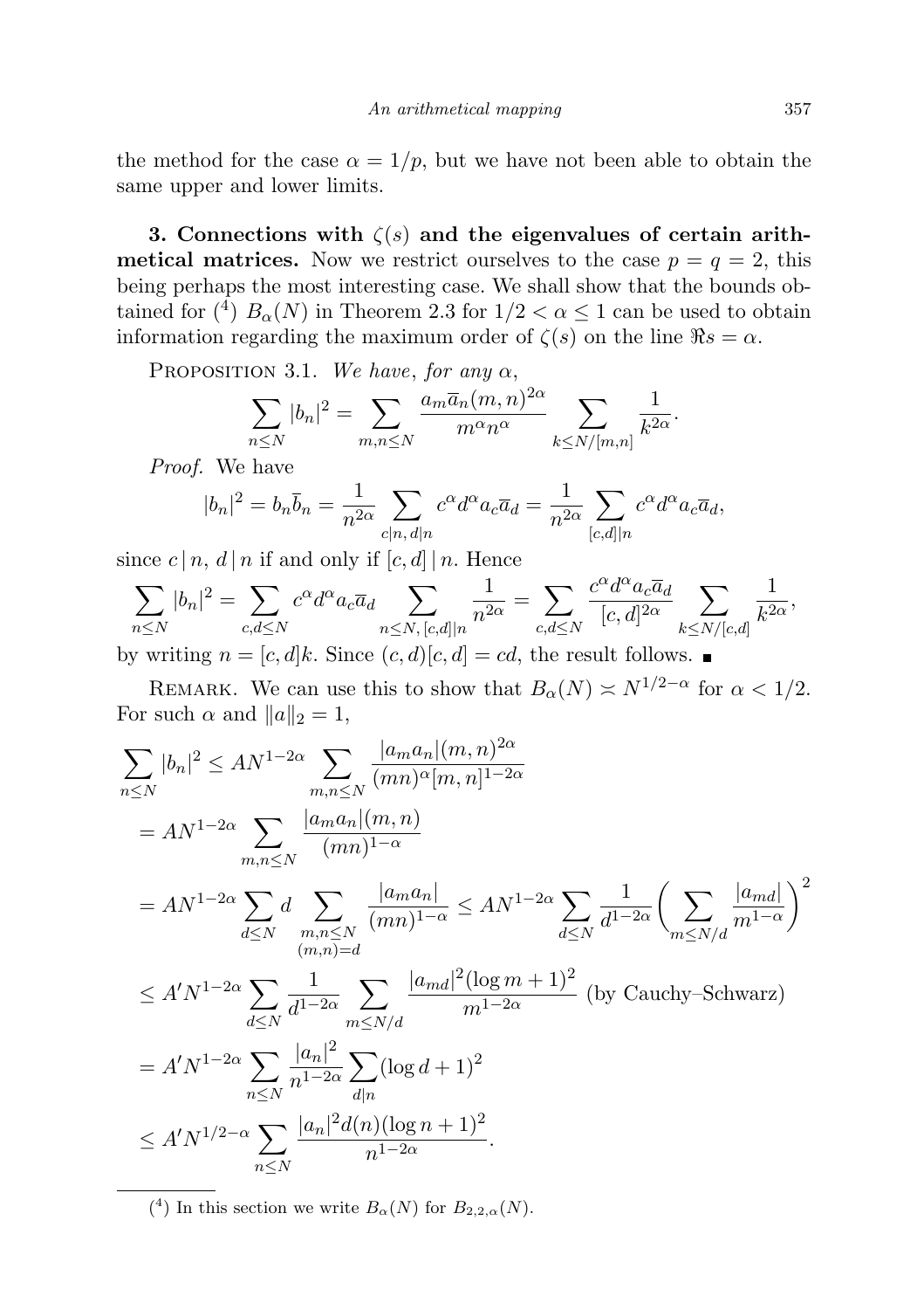the method for the case $\alpha = 1/p$, but we have not been able to obtain the same upper and lower limits.

**3. Connections with $\zeta(s)$ and the eigenvalues of certain arithmetical matrices.** Now we restrict ourselves to the case $p = q = 2$, this being perhaps the most interesting case. We shall show that the bounds obtained for [4] $B_\alpha(N)$ in Theorem 2.3 for $1/2 < \alpha \le 1$ can be used to obtain information regarding the maximum order of $\zeta(s)$ on the line $\Re s = \alpha$.

Proposition 3.1. *We have, for any* $\alpha$,

$$\sum_{n\le N} |b_n|^2 = \sum_{m,n\le N} \frac{a_m \overline{a}_n (m,n)^{2\alpha}}{m^\alpha n^\alpha} \sum_{k\le N/[m,n]} \frac{1}{k^{2\alpha}}.$$

*Proof.* We have

$$|b_n|^2 = b_n \overline{b}_n = \frac{1}{n^{2\alpha}} \sum_{c\mid n,\, d\mid n} c^\alpha d^\alpha a_c \overline{a}_d = \frac{1}{n^{2\alpha}} \sum_{[c,d]\mid n} c^\alpha d^\alpha a_c \overline{a}_d,$$

since $c \mid n$, $d \mid n$ if and only if $[c,d] \mid n$. Hence

$$\sum_{n\le N} |b_n|^2 = \sum_{c,d\le N} c^\alpha d^\alpha a_c \overline{a}_d \sum_{n\le N,\, [c,d]\mid n} \frac{1}{n^{2\alpha}} = \sum_{c,d\le N} \frac{c^\alpha d^\alpha a_c \overline{a}_d}{[c,d]^{2\alpha}} \sum_{k\le N/[c,d]} \frac{1}{k^{2\alpha}},$$

by writing $n = [c,d]k$. Since $(c,d)[c,d] = cd$, the result follows. ∎

Remark. We can use this to show that $B_\alpha(N) \asymp N^{1/2-\alpha}$ for $\alpha < 1/2$. For such $\alpha$ and $\|a\|_2 = 1$,

$$\begin{aligned}
\sum_{n\le N} |b_n|^2 &\le A N^{1-2\alpha} \sum_{m,n\le N} \frac{|a_m a_n| (m,n)^{2\alpha}}{(mn)^\alpha [m,n]^{1-2\alpha}} \\
&= A N^{1-2\alpha} \sum_{m,n\le N} \frac{|a_m a_n| (m,n)}{(mn)^{1-\alpha}} \\
&= A N^{1-2\alpha} \sum_{d\le N} d \sum_{\substack{m,n\le N \\ (m,n)=d}} \frac{|a_m a_n|}{(mn)^{1-\alpha}} \le A N^{1-2\alpha} \sum_{d\le N} \frac{1}{d^{1-2\alpha}} \bigg( \sum_{m\le N/d} \frac{|a_{md}|}{m^{1-\alpha}} \bigg)^2 \\
&\le A' N^{1-2\alpha} \sum_{d\le N} \frac{1}{d^{1-2\alpha}} \sum_{m\le N/d} \frac{|a_{md}|^2 (\log m + 1)^2}{m^{1-2\alpha}} \text{ (by Cauchy–Schwarz)} \\
&= A' N^{1-2\alpha} \sum_{n\le N} \frac{|a_n|^2}{n^{1-2\alpha}} \sum_{d\mid n} (\log d + 1)^2 \\
&\le A' N^{1/2-\alpha} \sum_{n\le N} \frac{|a_n|^2 d(n) (\log n + 1)^2}{n^{1-2\alpha}}.
\end{aligned}$$

[4] In this section we write $B_\alpha(N)$ for $B_{2,2,\alpha}(N)$.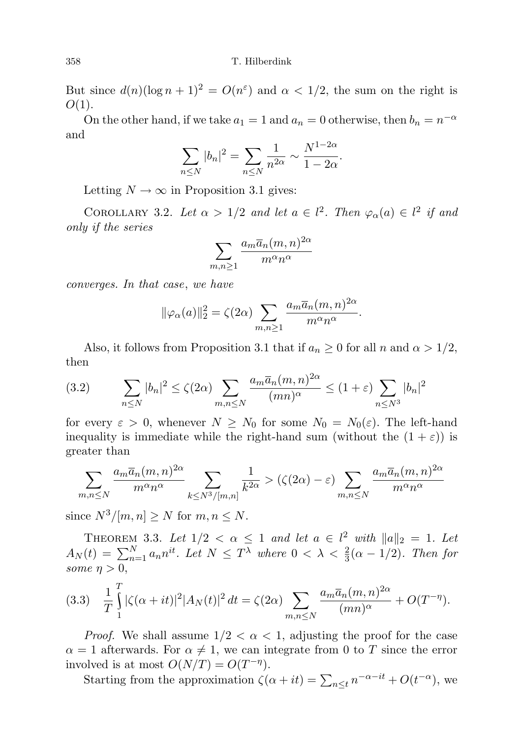But since $d(n)(\log n + 1)^2 = O(n^{\varepsilon})$ and $\alpha < 1/2$, the sum on the right is $O(1)$.

On the other hand, if we take $a_1 = 1$ and $a_n = 0$ otherwise, then $b_n = n^{-\alpha}$ and

$$\sum_{n \le N} |b_n|^2 = \sum_{n \le N} \frac{1}{n^{2\alpha}} \sim \frac{N^{1-2\alpha}}{1-2\alpha}.$$

Letting $N \to \infty$ in Proposition 3.1 gives:

Corollary 3.2. *Let $\alpha > 1/2$ and let $a \in l^2$. Then $\varphi_\alpha(a) \in l^2$ if and only if the series*

$$\sum_{m,n \ge 1} \frac{a_m \overline{a}_n (m,n)^{2\alpha}}{m^\alpha n^\alpha}$$

*converges. In that case, we have*

$$\|\varphi_\alpha(a)\|_2^2 = \zeta(2\alpha) \sum_{m,n \ge 1} \frac{a_m \overline{a}_n (m,n)^{2\alpha}}{m^\alpha n^\alpha}.$$

Also, it follows from Proposition 3.1 that if $a_n \ge 0$ for all $n$ and $\alpha > 1/2$, then

$$\sum_{n \le N} |b_n|^2 \le \zeta(2\alpha) \sum_{m,n \le N} \frac{a_m \overline{a}_n (m,n)^{2\alpha}}{(mn)^\alpha} \le (1+\varepsilon) \sum_{n \le N^3} |b_n|^2 \tag{3.2}$$

for every $\varepsilon > 0$, whenever $N \ge N_0$ for some $N_0 = N_0(\varepsilon)$. The left-hand inequality is immediate while the right-hand sum (without the $(1+\varepsilon)$) is greater than

$$\sum_{m,n \le N} \frac{a_m \overline{a}_n (m,n)^{2\alpha}}{m^\alpha n^\alpha} \sum_{k \le N^3/[m,n]} \frac{1}{k^{2\alpha}} > (\zeta(2\alpha) - \varepsilon) \sum_{m,n \le N} \frac{a_m \overline{a}_n (m,n)^{2\alpha}}{m^\alpha n^\alpha}$$

since $N^3/[m,n] \ge N$ for $m, n \le N$.

Theorem 3.3. *Let $1/2 < \alpha \le 1$ and let $a \in l^2$ with $\|a\|_2 = 1$. Let $A_N(t) = \sum_{n=1}^N a_n n^{it}$. Let $N \le T^\lambda$ where $0 < \lambda < \frac{2}{3}(\alpha - 1/2)$. Then for some $\eta > 0$,*

$$\frac{1}{T} \int_1^T |\zeta(\alpha + it)|^2 |A_N(t)|^2 \, dt = \zeta(2\alpha) \sum_{m,n \le N} \frac{a_m \overline{a}_n (m,n)^{2\alpha}}{(mn)^\alpha} + O(T^{-\eta}). \tag{3.3}$$

*Proof.* We shall assume $1/2 < \alpha < 1$, adjusting the proof for the case $\alpha = 1$ afterwards. For $\alpha \ne 1$, we can integrate from $0$ to $T$ since the error involved is at most $O(N/T) = O(T^{-\eta})$.

Starting from the approximation $\zeta(\alpha + it) = \sum_{n \le t} n^{-\alpha - it} + O(t^{-\alpha})$, we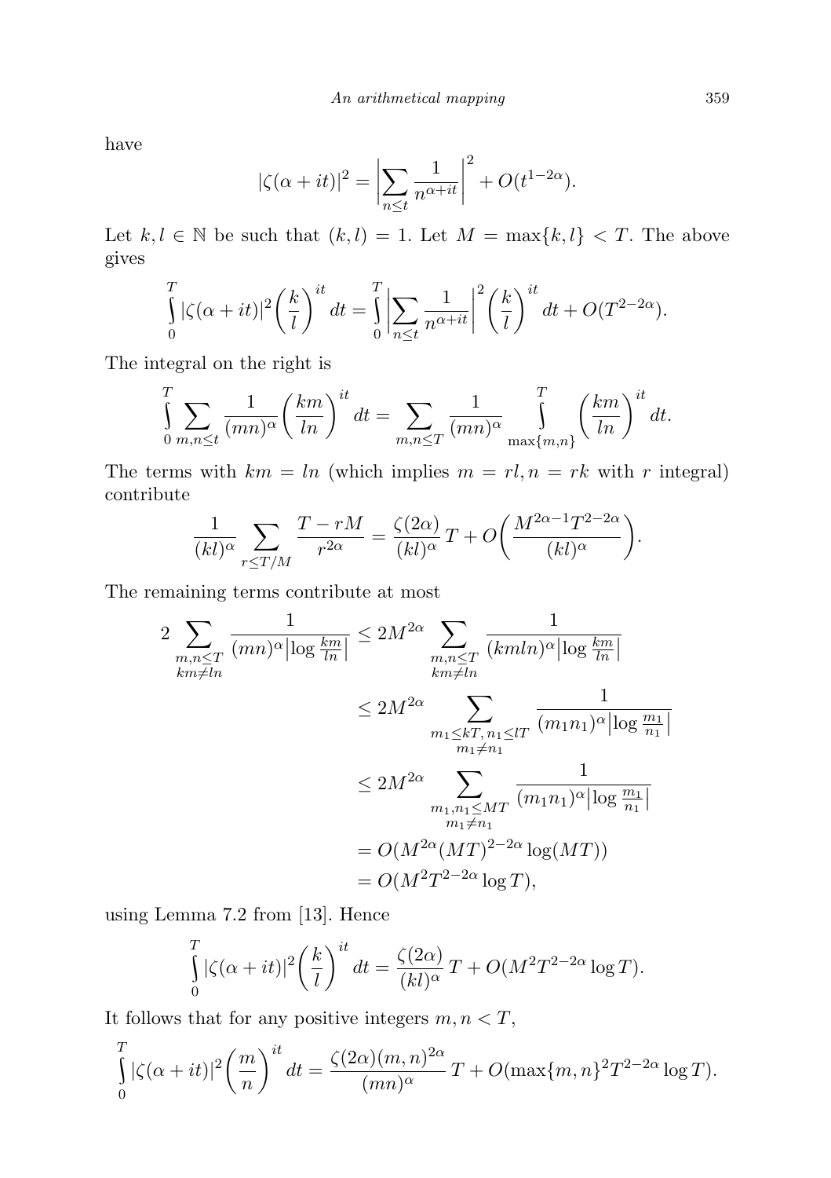have

$$|\zeta(\alpha+it)|^2 = \left|\sum_{n\le t} \frac{1}{n^{\alpha+it}}\right|^2 + O(t^{1-2\alpha}).$$

Let $k, l \in \mathbb{N}$ be such that $(k,l)=1$. Let $M = \max\{k,l\} < T$. The above gives

$$\int_0^T |\zeta(\alpha+it)|^2 \left(\frac{k}{l}\right)^{it} dt = \int_0^T \left|\sum_{n\le t} \frac{1}{n^{\alpha+it}}\right|^2 \left(\frac{k}{l}\right)^{it} dt + O(T^{2-2\alpha}).$$

The integral on the right is

$$\int_0^T \sum_{m,n\le t} \frac{1}{(mn)^\alpha}\left(\frac{km}{ln}\right)^{it} dt = \sum_{m,n\le T} \frac{1}{(mn)^\alpha} \int_{\max\{m,n\}}^T \left(\frac{km}{ln}\right)^{it} dt.$$

The terms with $km = ln$ (which implies $m = rl, n = rk$ with $r$ integral) contribute

$$\frac{1}{(kl)^\alpha} \sum_{r\le T/M} \frac{T - rM}{r^{2\alpha}} = \frac{\zeta(2\alpha)}{(kl)^\alpha} T + O\left(\frac{M^{2\alpha-1}T^{2-2\alpha}}{(kl)^\alpha}\right).$$

The remaining terms contribute at most

$$\begin{aligned}
2\sum_{\substack{m,n\le T\\ km\ne ln}} \frac{1}{(mn)^\alpha\left|\log\frac{km}{ln}\right|} &\le 2M^{2\alpha} \sum_{\substack{m,n\le T\\ km\ne ln}} \frac{1}{(kmln)^\alpha\left|\log\frac{km}{ln}\right|}\\
&\le 2M^{2\alpha} \sum_{\substack{m_1\le kT,\, n_1\le lT\\ m_1\ne n_1}} \frac{1}{(m_1n_1)^\alpha\left|\log\frac{m_1}{n_1}\right|}\\
&\le 2M^{2\alpha} \sum_{\substack{m_1, n_1\le MT\\ m_1\ne n_1}} \frac{1}{(m_1n_1)^\alpha\left|\log\frac{m_1}{n_1}\right|}\\
&= O(M^{2\alpha}(MT)^{2-2\alpha}\log(MT))\\
&= O(M^2T^{2-2\alpha}\log T),
\end{aligned}$$

using Lemma 7.2 from [13]. Hence

$$\int_0^T |\zeta(\alpha+it)|^2 \left(\frac{k}{l}\right)^{it} dt = \frac{\zeta(2\alpha)}{(kl)^\alpha} T + O(M^2T^{2-2\alpha}\log T).$$

It follows that for any positive integers $m, n < T$,

$$\int_0^T |\zeta(\alpha+it)|^2 \left(\frac{m}{n}\right)^{it} dt = \frac{\zeta(2\alpha)(m,n)^{2\alpha}}{(mn)^\alpha} T + O(\max\{m,n\}^2 T^{2-2\alpha}\log T).$$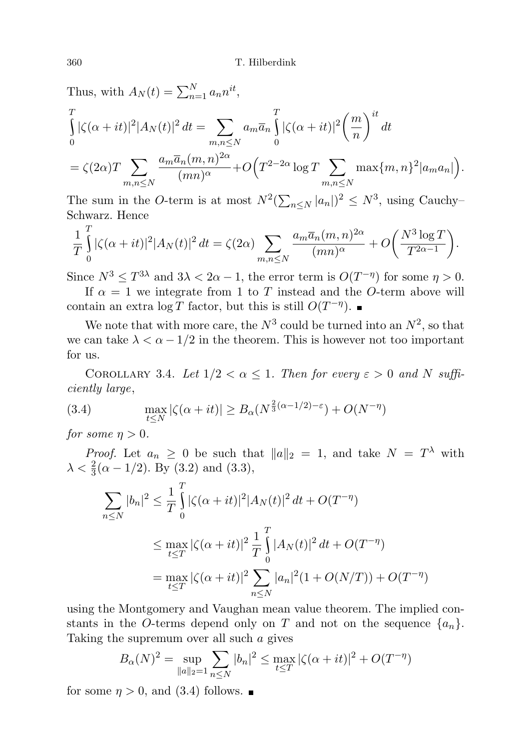Thus, with $A_N(t) = \sum_{n=1}^N a_n n^{it}$,

$$\int_0^T |\zeta(\alpha+it)|^2 |A_N(t)|^2\, dt = \sum_{m,n\le N} a_m \overline{a}_n \int_0^T |\zeta(\alpha+it)|^2 \left(\frac{m}{n}\right)^{it} dt$$

$$= \zeta(2\alpha) T \sum_{m,n\le N} \frac{a_m \overline{a}_n (m,n)^{2\alpha}}{(mn)^\alpha} + O\Big(T^{2-2\alpha}\log T \sum_{m,n\le N} \max\{m,n\}^2 |a_m a_n|\Big).$$

The sum in the $O$-term is at most $N^2(\sum_{n\le N}|a_n|)^2 \le N^3$, using Cauchy–Schwarz. Hence

$$\frac{1}{T}\int_0^T |\zeta(\alpha+it)|^2 |A_N(t)|^2\, dt = \zeta(2\alpha) \sum_{m,n\le N} \frac{a_m \overline{a}_n (m,n)^{2\alpha}}{(mn)^\alpha} + O\bigg(\frac{N^3 \log T}{T^{2\alpha-1}}\bigg).$$

Since $N^3 \le T^{3\lambda}$ and $3\lambda < 2\alpha - 1$, the error term is $O(T^{-\eta})$ for some $\eta > 0$.

If $\alpha = 1$ we integrate from 1 to $T$ instead and the $O$-term above will contain an extra $\log T$ factor, but this is still $O(T^{-\eta})$. ∎

We note that with more care, the $N^3$ could be turned into an $N^2$, so that we can take $\lambda < \alpha - 1/2$ in the theorem. This is however not too important for us.

Corollary 3.4. *Let $1/2 < \alpha \le 1$. Then for every $\varepsilon > 0$ and $N$ sufficiently large*,

$$\max_{t\le N} |\zeta(\alpha+it)| \ge B_\alpha(N^{\frac{2}{3}(\alpha-1/2)-\varepsilon}) + O(N^{-\eta}) \tag{3.4}$$

*for some $\eta > 0$.*

*Proof.* Let $a_n \ge 0$ be such that $\|a\|_2 = 1$, and take $N = T^\lambda$ with $\lambda < \frac{2}{3}(\alpha - 1/2)$. By (3.2) and (3.3),

$$\begin{aligned}
\sum_{n\le N} |b_n|^2 &\le \frac{1}{T}\int_0^T |\zeta(\alpha+it)|^2 |A_N(t)|^2\, dt + O(T^{-\eta}) \\
&\le \max_{t\le T} |\zeta(\alpha+it)|^2 \,\frac{1}{T}\int_0^T |A_N(t)|^2\, dt + O(T^{-\eta}) \\
&= \max_{t\le T} |\zeta(\alpha+it)|^2 \sum_{n\le N} |a_n|^2 (1 + O(N/T)) + O(T^{-\eta})
\end{aligned}$$

using the Montgomery and Vaughan mean value theorem. The implied constants in the $O$-terms depend only on $T$ and not on the sequence $\{a_n\}$. Taking the supremum over all such $a$ gives

$$B_\alpha(N)^2 = \sup_{\|a\|_2=1} \sum_{n\le N} |b_n|^2 \le \max_{t\le T} |\zeta(\alpha+it)|^2 + O(T^{-\eta})$$

for some $\eta > 0$, and (3.4) follows. ∎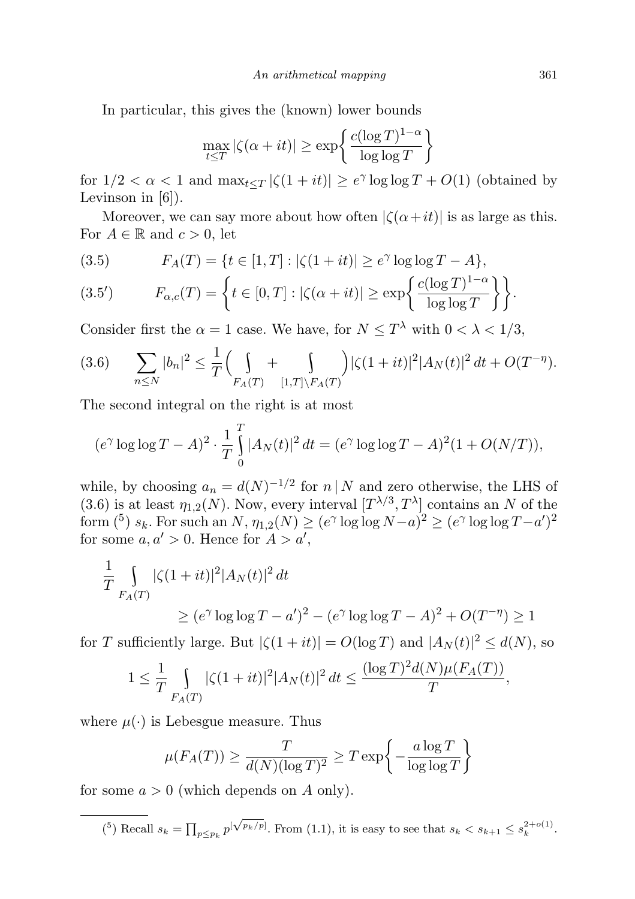In particular, this gives the (known) lower bounds

$$\max_{t\le T}|\zeta(\alpha+it)| \ge \exp\biggl\{\frac{c(\log T)^{1-\alpha}}{\log\log T}\biggr\}$$

for $1/2<\alpha<1$ and $\max_{t\le T}|\zeta(1+it)| \ge e^{\gamma}\log\log T + O(1)$ (obtained by Levinson in [6]).

Moreover, we can say more about how often $|\zeta(\alpha+it)|$ is as large as this. For $A\in\mathbb{R}$ and $c>0$, let

$$F_A(T)=\{t\in[1,T] : |\zeta(1+it)|\ge e^{\gamma}\log\log T - A\}, \tag{3.5}$$

$$F_{\alpha,c}(T)=\biggl\{t\in[0,T] : |\zeta(\alpha+it)|\ge \exp\biggl\{\frac{c(\log T)^{1-\alpha}}{\log\log T}\biggr\}\biggr\}. \tag{3.5'}$$

Consider first the $\alpha=1$ case. We have, for $N\le T^{\lambda}$ with $0<\lambda<1/3$,

$$\sum_{n\le N}|b_n|^2 \le \frac{1}{T}\Bigl(\int\limits_{F_A(T)} + \int\limits_{[1,T]\setminus F_A(T)}\Bigr)|\zeta(1+it)|^2|A_N(t)|^2\,dt + O(T^{-\eta}). \tag{3.6}$$

The second integral on the right is at most

$$(e^{\gamma}\log\log T - A)^2\cdot\frac{1}{T}\int\limits_0^T|A_N(t)|^2\,dt = (e^{\gamma}\log\log T - A)^2(1+O(N/T)),$$

while, by choosing $a_n=d(N)^{-1/2}$ for $n\mid N$ and zero otherwise, the LHS of (3.6) is at least $\eta_{1,2}(N)$. Now, every interval $[T^{\lambda/3},T^{\lambda}]$ contains an $N$ of the form [5] $s_k$. For such an $N$, $\eta_{1,2}(N)\ge(e^{\gamma}\log\log N - a)^2 \ge (e^{\gamma}\log\log T - a')^2$ for some $a,a'>0$. Hence for $A>a'$,

$$\frac{1}{T}\int\limits_{F_A(T)}|\zeta(1+it)|^2|A_N(t)|^2\,dt$$
$$\ge (e^{\gamma}\log\log T - a')^2 - (e^{\gamma}\log\log T - A)^2 + O(T^{-\eta}) \ge 1$$

for $T$ sufficiently large. But $|\zeta(1+it)|=O(\log T)$ and $|A_N(t)|^2\le d(N)$, so

$$1\le\frac{1}{T}\int\limits_{F_A(T)}|\zeta(1+it)|^2|A_N(t)|^2\,dt \le \frac{(\log T)^2 d(N)\mu(F_A(T))}{T},$$

where $\mu(\cdot)$ is Lebesgue measure. Thus

$$\mu(F_A(T)) \ge \frac{T}{d(N)(\log T)^2} \ge T\exp\biggl\{-\frac{a\log T}{\log\log T}\biggr\}$$

for some $a>0$ (which depends on $A$ only).

---

[5] Recall $s_k=\prod_{p\le p_k}p^{[\sqrt{p_k/p}]}$. From (1.1), it is easy to see that $s_k<s_{k+1}\le s_k^{2+o(1)}$.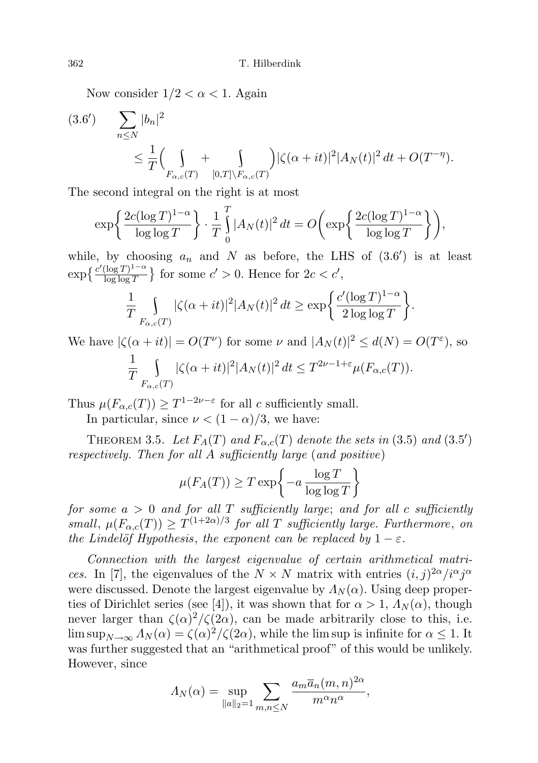Now consider $1/2 < \alpha < 1$. Again

$$(3.6') \qquad \sum_{n\le N} |b_n|^2 \le \frac{1}{T}\Big(\int_{F_{\alpha,c}(T)} + \int_{[0,T]\setminus F_{\alpha,c}(T)}\Big)|\zeta(\alpha+it)|^2|A_N(t)|^2\,dt + O(T^{-\eta}).$$

The second integral on the right is at most

$$\exp\bigg\{\frac{2c(\log T)^{1-\alpha}}{\log\log T}\bigg\}\cdot\frac{1}{T}\int_0^T |A_N(t)|^2\,dt = O\bigg(\exp\bigg\{\frac{2c(\log T)^{1-\alpha}}{\log\log T}\bigg\}\bigg),$$

while, by choosing $a_n$ and $N$ as before, the LHS of $(3.6')$ is at least $\exp\big\{\frac{c'(\log T)^{1-\alpha}}{\log\log T}\big\}$ for some $c' > 0$. Hence for $2c < c'$,

$$\frac{1}{T}\int_{F_{\alpha,c}(T)} |\zeta(\alpha+it)|^2|A_N(t)|^2\,dt \ge \exp\bigg\{\frac{c'(\log T)^{1-\alpha}}{2\log\log T}\bigg\}.$$

We have $|\zeta(\alpha+it)| = O(T^{\nu})$ for some $\nu$ and $|A_N(t)|^2 \le d(N) = O(T^{\varepsilon})$, so

$$\frac{1}{T}\int_{F_{\alpha,c}(T)} |\zeta(\alpha+it)|^2|A_N(t)|^2\,dt \le T^{2\nu-1+\varepsilon}\mu(F_{\alpha,c}(T)).$$

Thus $\mu(F_{\alpha,c}(T)) \ge T^{1-2\nu-\varepsilon}$ for all $c$ sufficiently small.

In particular, since $\nu < (1-\alpha)/3$, we have:

Theorem 3.5. *Let $F_A(T)$ and $F_{\alpha,c}(T)$ denote the sets in* (3.5) *and* $(3.5')$ *respectively. Then for all $A$ sufficiently large* (*and positive*)

$$\mu(F_A(T)) \ge T\exp\bigg\{-a\,\frac{\log T}{\log\log T}\bigg\}$$

*for some $a > 0$ and for all $T$ sufficiently large*; *and for all $c$ sufficiently small*, $\mu(F_{\alpha,c}(T)) \ge T^{(1+2\alpha)/3}$ *for all $T$ sufficiently large. Furthermore*, *on the Lindelöf Hypothesis*, *the exponent can be replaced by* $1-\varepsilon$.

*Connection with the largest eigenvalue of certain arithmetical matrices.* In [7], the eigenvalues of the $N\times N$ matrix with entries $(i,j)^{2\alpha}/i^{\alpha}j^{\alpha}$ were discussed. Denote the largest eigenvalue by $\Lambda_N(\alpha)$. Using deep properties of Dirichlet series (see [4]), it was shown that for $\alpha > 1$, $\Lambda_N(\alpha)$, though never larger than $\zeta(\alpha)^2/\zeta(2\alpha)$, can be made arbitrarily close to this, i.e. $\limsup_{N\to\infty}\Lambda_N(\alpha) = \zeta(\alpha)^2/\zeta(2\alpha)$, while the lim sup is infinite for $\alpha \le 1$. It was further suggested that an "arithmetical proof" of this would be unlikely. However, since

$$\Lambda_N(\alpha) = \sup_{\|a\|_2=1}\sum_{m,n\le N}\frac{a_m\overline{a}_n(m,n)^{2\alpha}}{m^{\alpha}n^{\alpha}},$$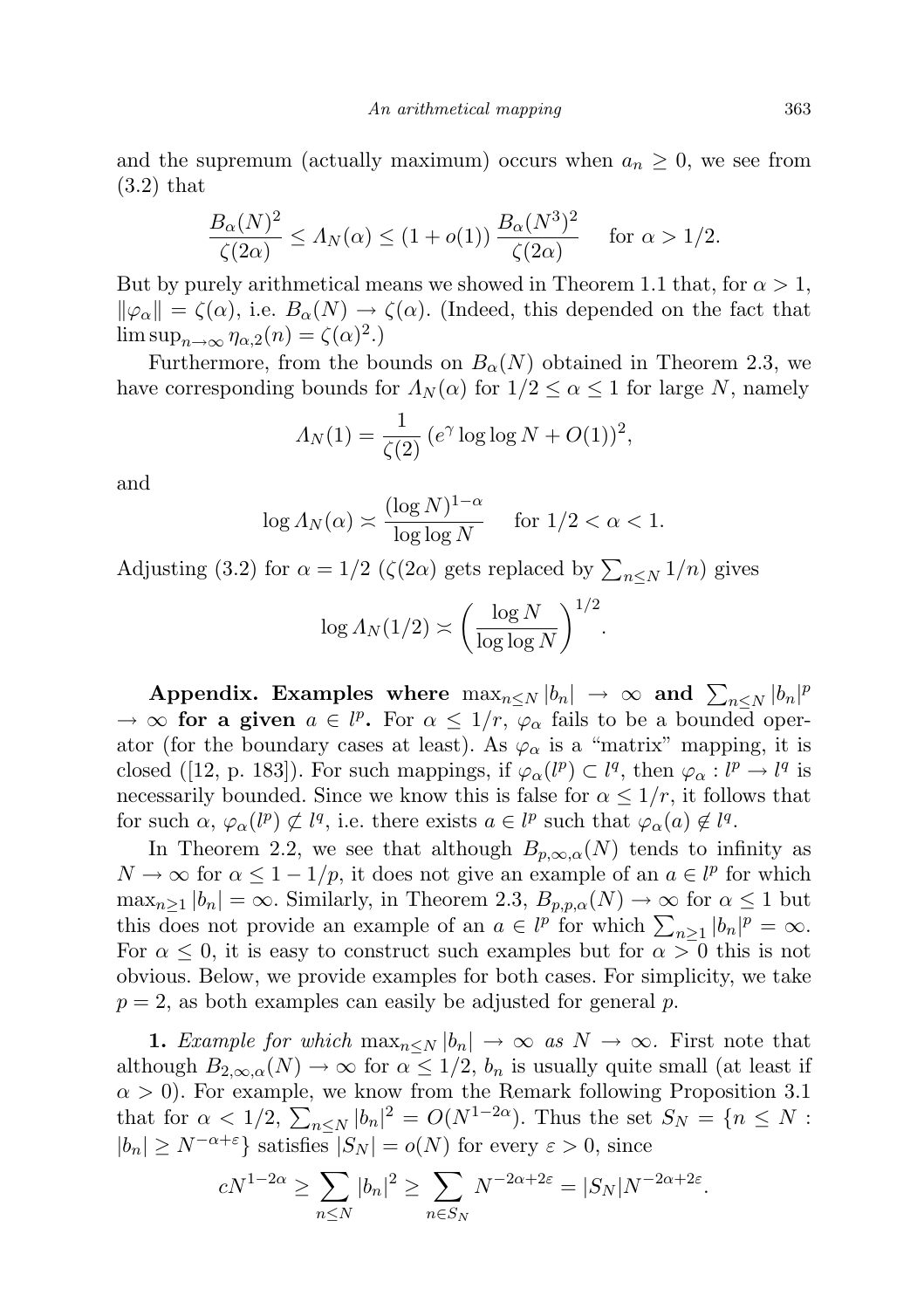and the supremum (actually maximum) occurs when $a_n \geq 0$, we see from (3.2) that

$$\frac{B_\alpha(N)^2}{\zeta(2\alpha)} \leq \Lambda_N(\alpha) \leq (1+o(1))\,\frac{B_\alpha(N^3)^2}{\zeta(2\alpha)} \quad \text{for } \alpha > 1/2.$$

But by purely arithmetical means we showed in Theorem 1.1 that, for $\alpha > 1$, $\|\varphi_\alpha\| = \zeta(\alpha)$, i.e. $B_\alpha(N) \to \zeta(\alpha)$. (Indeed, this depended on the fact that $\limsup_{n\to\infty} \eta_{\alpha,2}(n) = \zeta(\alpha)^2$.)

Furthermore, from the bounds on $B_\alpha(N)$ obtained in Theorem 2.3, we have corresponding bounds for $\Lambda_N(\alpha)$ for $1/2 \leq \alpha \leq 1$ for large $N$, namely

$$\Lambda_N(1) = \frac{1}{\zeta(2)}\,(e^\gamma \log\log N + O(1))^2,$$

and

$$\log \Lambda_N(\alpha) \asymp \frac{(\log N)^{1-\alpha}}{\log\log N} \quad \text{for } 1/2 < \alpha < 1.$$

Adjusting (3.2) for $\alpha = 1/2$ ($\zeta(2\alpha)$ gets replaced by $\sum_{n\leq N} 1/n$) gives

$$\log \Lambda_N(1/2) \asymp \left(\frac{\log N}{\log\log N}\right)^{1/2}.$$

**Appendix. Examples where $\max_{n\leq N}|b_n| \to \infty$ and $\sum_{n\leq N}|b_n|^p \to \infty$ for a given $a \in l^p$.** For $\alpha \leq 1/r$, $\varphi_\alpha$ fails to be a bounded operator (for the boundary cases at least). As $\varphi_\alpha$ is a "matrix" mapping, it is closed ([12, p. 183]). For such mappings, if $\varphi_\alpha(l^p) \subset l^q$, then $\varphi_\alpha : l^p \to l^q$ is necessarily bounded. Since we know this is false for $\alpha \leq 1/r$, it follows that for such $\alpha$, $\varphi_\alpha(l^p) \not\subset l^q$, i.e. there exists $a \in l^p$ such that $\varphi_\alpha(a) \notin l^q$.

In Theorem 2.2, we see that although $B_{p,\infty,\alpha}(N)$ tends to infinity as $N \to \infty$ for $\alpha \leq 1 - 1/p$, it does not give an example of an $a \in l^p$ for which $\max_{n\geq 1}|b_n| = \infty$. Similarly, in Theorem 2.3, $B_{p,p,\alpha}(N) \to \infty$ for $\alpha \leq 1$ but this does not provide an example of an $a \in l^p$ for which $\sum_{n\geq 1}|b_n|^p = \infty$. For $\alpha \leq 0$, it is easy to construct such examples but for $\alpha > 0$ this is not obvious. Below, we provide examples for both cases. For simplicity, we take $p = 2$, as both examples can easily be adjusted for general $p$.

**1.** *Example for which* $\max_{n\leq N}|b_n| \to \infty$ *as* $N \to \infty$. First note that although $B_{2,\infty,\alpha}(N) \to \infty$ for $\alpha \leq 1/2$, $b_n$ is usually quite small (at least if $\alpha > 0$). For example, we know from the Remark following Proposition 3.1 that for $\alpha < 1/2$, $\sum_{n\leq N}|b_n|^2 = O(N^{1-2\alpha})$. Thus the set $S_N = \{n \leq N : |b_n| \geq N^{-\alpha+\varepsilon}\}$ satisfies $|S_N| = o(N)$ for every $\varepsilon > 0$, since

$$cN^{1-2\alpha} \geq \sum_{n\leq N}|b_n|^2 \geq \sum_{n\in S_N} N^{-2\alpha+2\varepsilon} = |S_N|N^{-2\alpha+2\varepsilon}.$$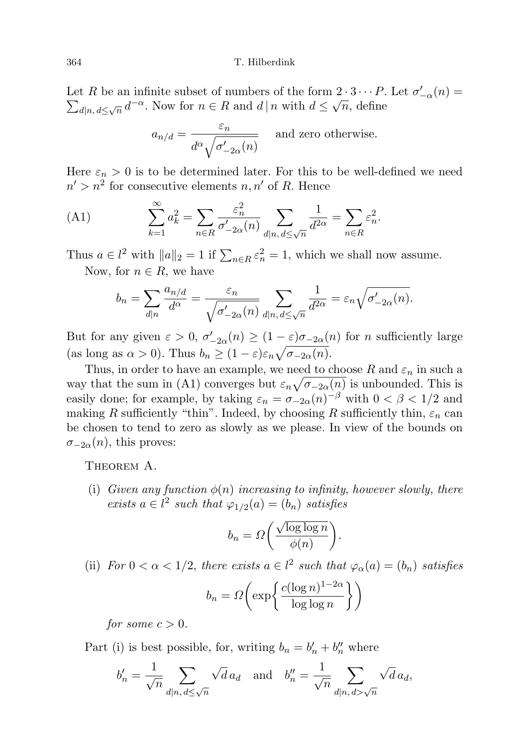Let $R$ be an infinite subset of numbers of the form $2 \cdot 3 \cdots P$. Let $\sigma'_{-\alpha}(n) = \sum_{d|n,\, d\le\sqrt{n}} d^{-\alpha}$. Now for $n \in R$ and $d \,|\, n$ with $d \le \sqrt{n}$, define

$$a_{n/d} = \frac{\varepsilon_n}{d^\alpha \sqrt{\sigma'_{-2\alpha}(n)}} \quad \text{and zero otherwise.}$$

Here $\varepsilon_n > 0$ is to be determined later. For this to be well-defined we need $n' > n^2$ for consecutive elements $n, n'$ of $R$. Hence

$$\text{(A1)} \qquad \sum_{k=1}^{\infty} a_k^2 = \sum_{n\in R} \frac{\varepsilon_n^2}{\sigma'_{-2\alpha}(n)} \sum_{d|n,\, d\le\sqrt{n}} \frac{1}{d^{2\alpha}} = \sum_{n\in R} \varepsilon_n^2.$$

Thus $a \in l^2$ with $\|a\|_2 = 1$ if $\sum_{n\in R} \varepsilon_n^2 = 1$, which we shall now assume.

Now, for $n \in R$, we have

$$b_n = \sum_{d|n} \frac{a_{n/d}}{d^\alpha} = \frac{\varepsilon_n}{\sqrt{\sigma'_{-2\alpha}(n)}} \sum_{d|n,\, d\le\sqrt{n}} \frac{1}{d^{2\alpha}} = \varepsilon_n \sqrt{\sigma'_{-2\alpha}(n)}.$$

But for any given $\varepsilon > 0$, $\sigma'_{-2\alpha}(n) \ge (1-\varepsilon)\sigma_{-2\alpha}(n)$ for $n$ sufficiently large (as long as $\alpha > 0$). Thus $b_n \ge (1-\varepsilon)\varepsilon_n\sqrt{\sigma_{-2\alpha}(n)}$.

Thus, in order to have an example, we need to choose $R$ and $\varepsilon_n$ in such a way that the sum in (A1) converges but $\varepsilon_n\sqrt{\sigma_{-2\alpha}(n)}$ is unbounded. This is easily done; for example, by taking $\varepsilon_n = \sigma_{-2\alpha}(n)^{-\beta}$ with $0 < \beta < 1/2$ and making $R$ sufficiently "thin". Indeed, by choosing $R$ sufficiently thin, $\varepsilon_n$ can be chosen to tend to zero as slowly as we please. In view of the bounds on $\sigma_{-2\alpha}(n)$, this proves:

Theorem A.

(i) *Given any function $\phi(n)$ increasing to infinity, however slowly, there exists $a \in l^2$ such that $\varphi_{1/2}(a) = (b_n)$ satisfies*

$$b_n = \Omega\bigg(\frac{\sqrt{\log\log n}}{\phi(n)}\bigg).$$

(ii) *For $0 < \alpha < 1/2$, there exists $a \in l^2$ such that $\varphi_\alpha(a) = (b_n)$ satisfies*

$$b_n = \Omega\bigg(\exp\bigg\{\frac{c(\log n)^{1-2\alpha}}{\log\log n}\bigg\}\bigg)$$

*for some $c > 0$.*

Part (i) is best possible, for, writing $b_n = b'_n + b''_n$ where

$$b'_n = \frac{1}{\sqrt{n}} \sum_{d|n,\, d\le\sqrt{n}} \sqrt{d}\, a_d \quad \text{and} \quad b''_n = \frac{1}{\sqrt{n}} \sum_{d|n,\, d>\sqrt{n}} \sqrt{d}\, a_d,$$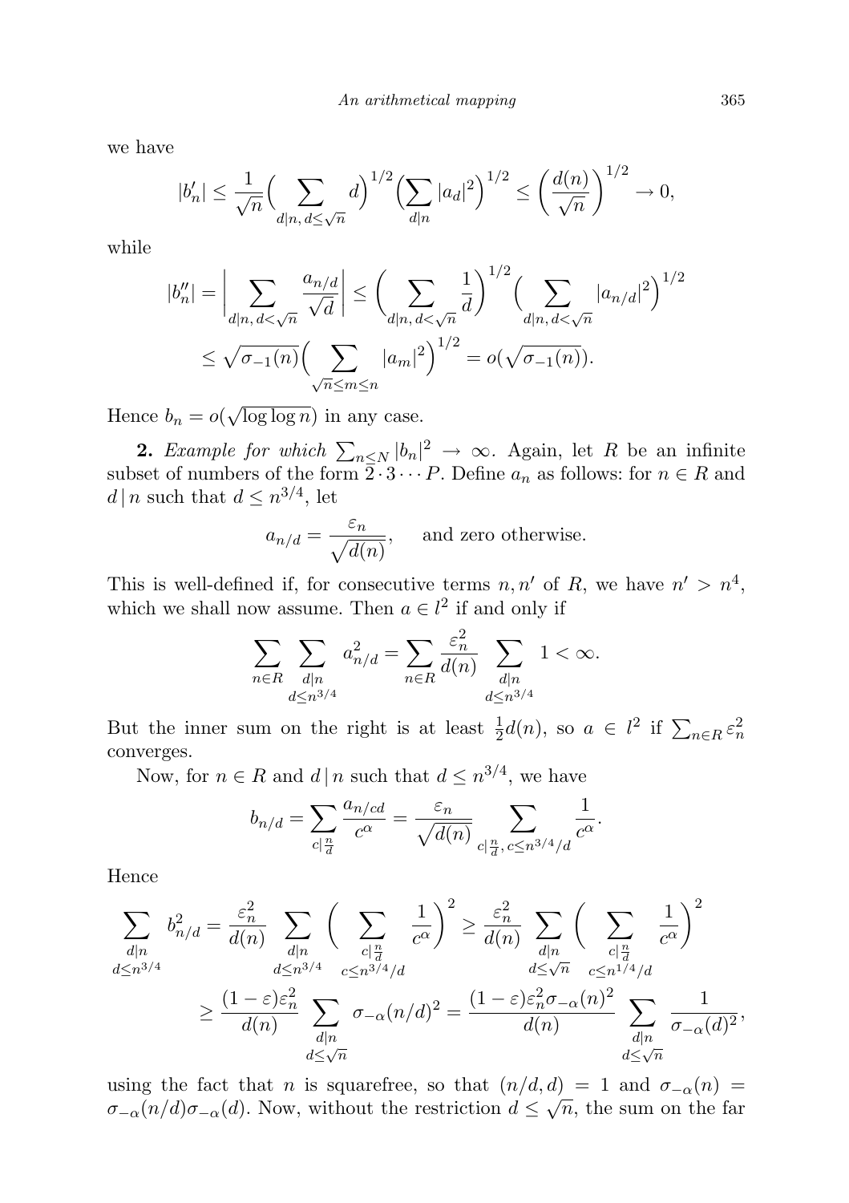we have

$$|b'_n| \le \frac{1}{\sqrt{n}}\Big(\sum_{d|n,\, d\le\sqrt{n}} d\Big)^{1/2}\Big(\sum_{d|n} |a_d|^2\Big)^{1/2} \le \left(\frac{d(n)}{\sqrt{n}}\right)^{1/2} \to 0,$$

while

$$\begin{aligned}|b''_n| = \bigg|\sum_{d|n,\, d<\sqrt{n}} \frac{a_{n/d}}{\sqrt{d}}\bigg| &\le \bigg(\sum_{d|n,\, d<\sqrt{n}} \frac{1}{d}\bigg)^{1/2}\Big(\sum_{d|n,\, d<\sqrt{n}} |a_{n/d}|^2\Big)^{1/2} \\ &\le \sqrt{\sigma_{-1}(n)}\Big(\sum_{\sqrt{n}\le m\le n} |a_m|^2\Big)^{1/2} = o(\sqrt{\sigma_{-1}(n)}).\end{aligned}$$

Hence $b_n = o(\sqrt{\log\log n})$ in any case.

**2.** *Example for which* $\sum_{n\le N} |b_n|^2 \to \infty$. Again, let $R$ be an infinite subset of numbers of the form $2\cdot 3\cdots P$. Define $a_n$ as follows: for $n\in R$ and $d\,|\,n$ such that $d\le n^{3/4}$, let

$$a_{n/d} = \frac{\varepsilon_n}{\sqrt{d(n)}}, \qquad \text{and zero otherwise.}$$

This is well-defined if, for consecutive terms $n, n'$ of $R$, we have $n' > n^4$, which we shall now assume. Then $a\in l^2$ if and only if

$$\sum_{n\in R}\sum_{\substack{d|n\\ d\le n^{3/4}}} a_{n/d}^2 = \sum_{n\in R}\frac{\varepsilon_n^2}{d(n)}\sum_{\substack{d|n\\ d\le n^{3/4}}} 1 < \infty.$$

But the inner sum on the right is at least $\frac{1}{2}d(n)$, so $a\in l^2$ if $\sum_{n\in R}\varepsilon_n^2$ converges.

Now, for $n\in R$ and $d\,|\,n$ such that $d\le n^{3/4}$, we have

$$b_{n/d} = \sum_{c|\frac{n}{d}} \frac{a_{n/cd}}{c^\alpha} = \frac{\varepsilon_n}{\sqrt{d(n)}}\sum_{c|\frac{n}{d},\, c\le n^{3/4}/d} \frac{1}{c^\alpha}.$$

Hence

$$\begin{aligned}\sum_{\substack{d|n\\ d\le n^{3/4}}} b_{n/d}^2 &= \frac{\varepsilon_n^2}{d(n)}\sum_{\substack{d|n\\ d\le n^{3/4}}}\bigg(\sum_{\substack{c|\frac{n}{d}\\ c\le n^{3/4}/d}} \frac{1}{c^\alpha}\bigg)^2 \ge \frac{\varepsilon_n^2}{d(n)}\sum_{\substack{d|n\\ d\le\sqrt{n}}}\bigg(\sum_{\substack{c|\frac{n}{d}\\ c\le n^{1/4}/d}} \frac{1}{c^\alpha}\bigg)^2 \\ &\ge \frac{(1-\varepsilon)\varepsilon_n^2}{d(n)}\sum_{\substack{d|n\\ d\le\sqrt{n}}} \sigma_{-\alpha}(n/d)^2 = \frac{(1-\varepsilon)\varepsilon_n^2\sigma_{-\alpha}(n)^2}{d(n)}\sum_{\substack{d|n\\ d\le\sqrt{n}}}\frac{1}{\sigma_{-\alpha}(d)^2},\end{aligned}$$

using the fact that $n$ is squarefree, so that $(n/d, d) = 1$ and $\sigma_{-\alpha}(n) = \sigma_{-\alpha}(n/d)\sigma_{-\alpha}(d)$. Now, without the restriction $d\le\sqrt{n}$, the sum on the far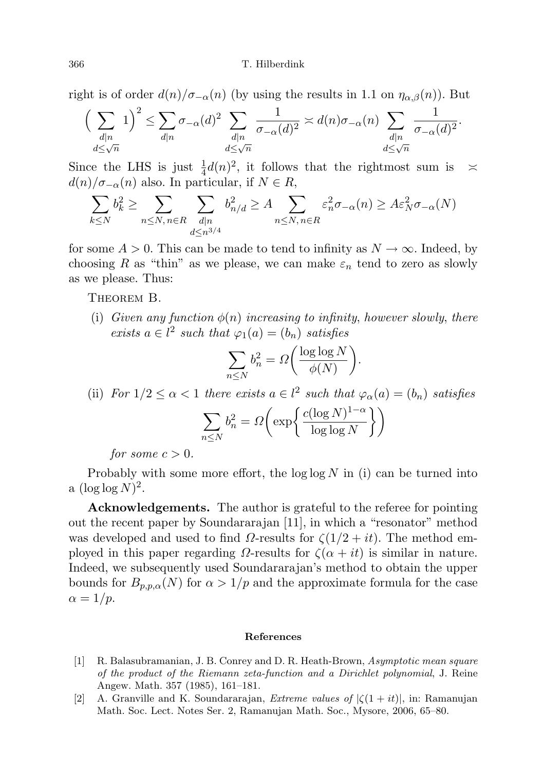right is of order $d(n)/\sigma_{-\alpha}(n)$ (by using the results in 1.1 on $\eta_{\alpha,\beta}(n)$). But

$$\Big(\sum_{\substack{d|n\\ d\le\sqrt{n}}} 1\Big)^2 \le \sum_{d|n}\sigma_{-\alpha}(d)^2 \sum_{\substack{d|n\\ d\le\sqrt{n}}} \frac{1}{\sigma_{-\alpha}(d)^2} \asymp d(n)\sigma_{-\alpha}(n) \sum_{\substack{d|n\\ d\le\sqrt{n}}} \frac{1}{\sigma_{-\alpha}(d)^2}.$$

Since the LHS is just $\frac{1}{4}d(n)^2$, it follows that the rightmost sum is $\asymp d(n)/\sigma_{-\alpha}(n)$ also. In particular, if $N\in R$,

$$\sum_{k\le N} b_k^2 \ge \sum_{n\le N,\, n\in R}\ \sum_{\substack{d|n\\ d\le n^{3/4}}} b_{n/d}^2 \ge A \sum_{n\le N,\, n\in R} \varepsilon_n^2\sigma_{-\alpha}(n) \ge A\varepsilon_N^2\sigma_{-\alpha}(N)$$

for some $A>0$. This can be made to tend to infinity as $N\to\infty$. Indeed, by choosing $R$ as "thin" as we please, we can make $\varepsilon_n$ tend to zero as slowly as we please. Thus:

THEOREM B.

(i) *Given any function $\phi(n)$ increasing to infinity, however slowly, there exists $a\in l^2$ such that $\varphi_1(a)=(b_n)$ satisfies*

$$\sum_{n\le N} b_n^2 = \Omega\bigg(\frac{\log\log N}{\phi(N)}\bigg).$$

(ii) *For $1/2\le\alpha<1$ there exists $a\in l^2$ such that $\varphi_\alpha(a)=(b_n)$ satisfies*

$$\sum_{n\le N} b_n^2 = \Omega\bigg(\exp\bigg\{\frac{c(\log N)^{1-\alpha}}{\log\log N}\bigg\}\bigg)$$

*for some $c>0$.*

Probably with some more effort, the $\log\log N$ in (i) can be turned into a $(\log\log N)^2$.

**Acknowledgements.** The author is grateful to the referee for pointing out the recent paper by Soundararajan [11], in which a "resonator" method was developed and used to find $\Omega$-results for $\zeta(1/2+it)$. The method employed in this paper regarding $\Omega$-results for $\zeta(\alpha+it)$ is similar in nature. Indeed, we subsequently used Soundararajan's method to obtain the upper bounds for $B_{p,p,\alpha}(N)$ for $\alpha>1/p$ and the approximate formula for the case $\alpha=1/p$.

## References

[1] R. Balasubramanian, J. B. Conrey and D. R. Heath-Brown, *Asymptotic mean square of the product of the Riemann zeta-function and a Dirichlet polynomial*, J. Reine Angew. Math. 357 (1985), 161–181.

[2] A. Granville and K. Soundararajan, *Extreme values of $|\zeta(1+it)|$*, in: Ramanujan Math. Soc. Lect. Notes Ser. 2, Ramanujan Math. Soc., Mysore, 2006, 65–80.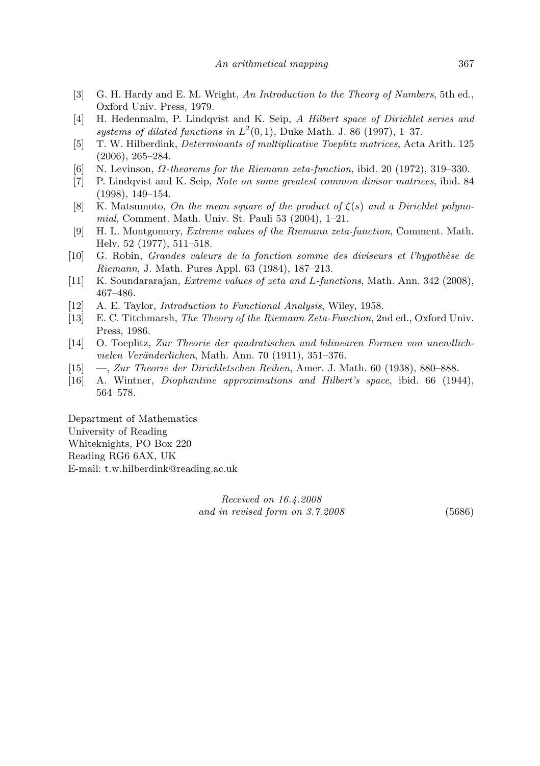[3] G. H. Hardy and E. M. Wright, *An Introduction to the Theory of Numbers*, 5th ed., Oxford Univ. Press, 1979.

[4] H. Hedenmalm, P. Lindqvist and K. Seip, *A Hilbert space of Dirichlet series and systems of dilated functions in $L^2(0,1)$*, Duke Math. J. 86 (1997), 1–37.

[5] T. W. Hilberdink, *Determinants of multiplicative Toeplitz matrices*, Acta Arith. 125 (2006), 265–284.

[6] N. Levinson, *$\Omega$-theorems for the Riemann zeta-function*, ibid. 20 (1972), 319–330.

[7] P. Lindqvist and K. Seip, *Note on some greatest common divisor matrices*, ibid. 84 (1998), 149–154.

[8] K. Matsumoto, *On the mean square of the product of $\zeta(s)$ and a Dirichlet polynomial*, Comment. Math. Univ. St. Pauli 53 (2004), 1–21.

[9] H. L. Montgomery, *Extreme values of the Riemann zeta-function*, Comment. Math. Helv. 52 (1977), 511–518.

[10] G. Robin, *Grandes valeurs de la fonction somme des diviseurs et l'hypothèse de Riemann*, J. Math. Pures Appl. 63 (1984), 187–213.

[11] K. Soundararajan, *Extreme values of zeta and L-functions*, Math. Ann. 342 (2008), 467–486.

[12] A. E. Taylor, *Introduction to Functional Analysis*, Wiley, 1958.

[13] E. C. Titchmarsh, *The Theory of the Riemann Zeta-Function*, 2nd ed., Oxford Univ. Press, 1986.

[14] O. Toeplitz, *Zur Theorie der quadratischen und bilinearen Formen von unendlichvielen Veränderlichen*, Math. Ann. 70 (1911), 351–376.

[15] —, *Zur Theorie der Dirichletschen Reihen*, Amer. J. Math. 60 (1938), 880–888.

[16] A. Wintner, *Diophantine approximations and Hilbert's space*, ibid. 66 (1944), 564–578.

Department of Mathematics
University of Reading
Whiteknights, PO Box 220
Reading RG6 6AX, UK
E-mail: t.w.hilberdink@reading.ac.uk

*Received on 16.4.2008*
*and in revised form on 3.7.2008* (5686)